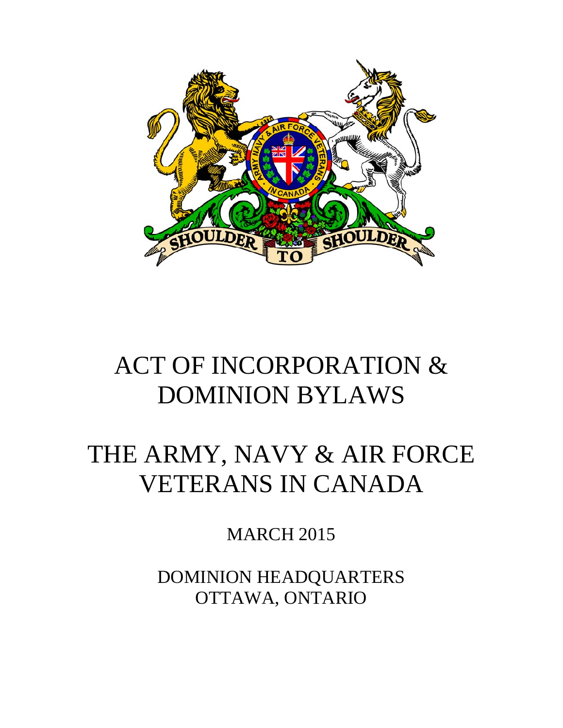# ACT OF INCORPORATION & DOMINION BYLAWS

# THE ARMY, NAVY & AIR FORCE VETERANS IN CANADA

MARCH 2015

DOMINION HEADQUARTERS
OTTAWA, ONTARIO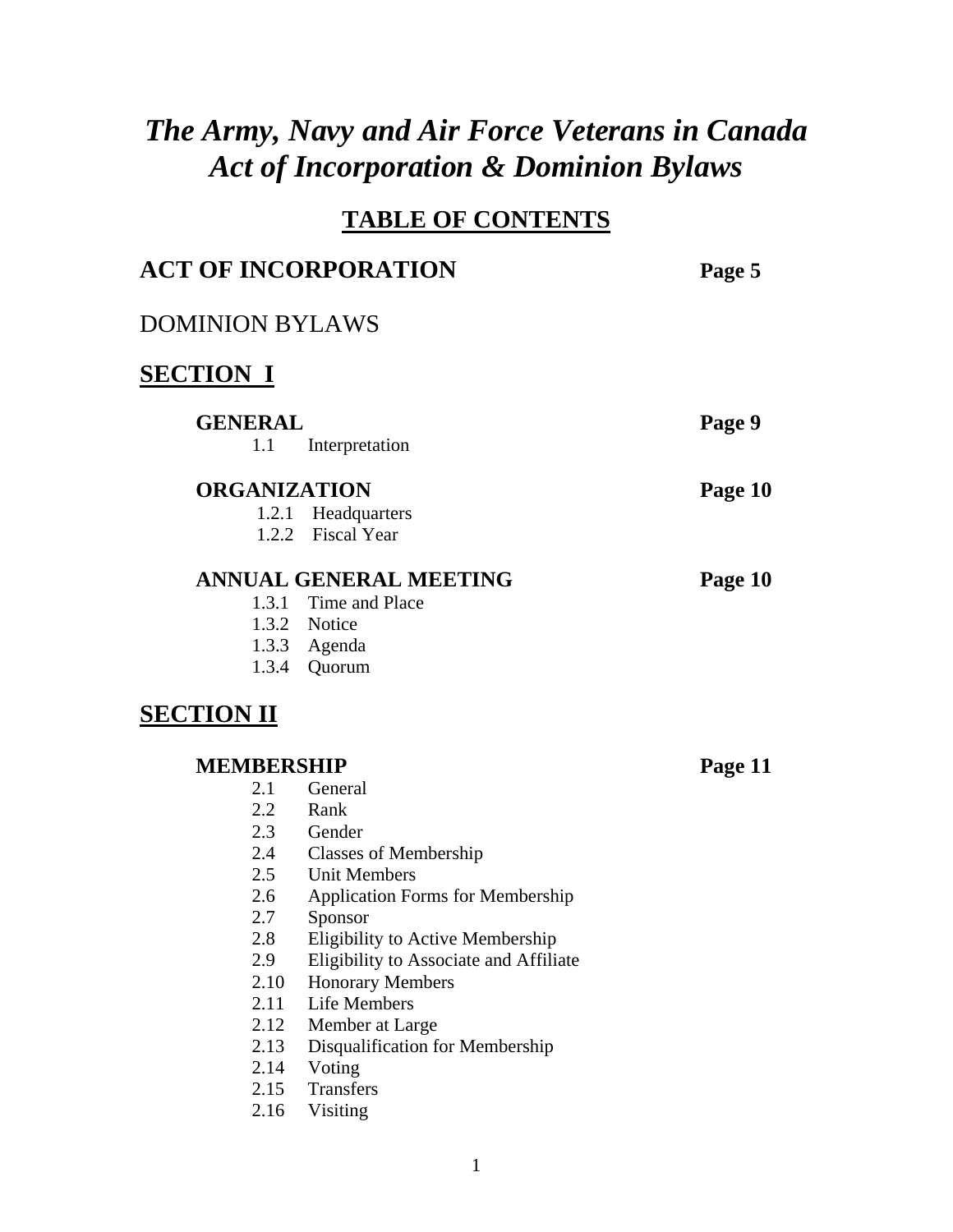# *The Army, Navy and Air Force Veterans in Canada Act of Incorporation & Dominion Bylaws*

## TABLE OF CONTENTS

**ACT OF INCORPORATION** **Page 5**

DOMINION BYLAWS

## SECTION I

**GENERAL** **Page 9**

- 1.1 Interpretation

**ORGANIZATION** **Page 10**

- 1.2.1 Headquarters
- 1.2.2 Fiscal Year

**ANNUAL GENERAL MEETING** **Page 10**

- 1.3.1 Time and Place
- 1.3.2 Notice
- 1.3.3 Agenda
- 1.3.4 Quorum

## SECTION II

**MEMBERSHIP** **Page 11**

- 2.1 General
- 2.2 Rank
- 2.3 Gender
- 2.4 Classes of Membership
- 2.5 Unit Members
- 2.6 Application Forms for Membership
- 2.7 Sponsor
- 2.8 Eligibility to Active Membership
- 2.9 Eligibility to Associate and Affiliate
- 2.10 Honorary Members
- 2.11 Life Members
- 2.12 Member at Large
- 2.13 Disqualification for Membership
- 2.14 Voting
- 2.15 Transfers
- 2.16 Visiting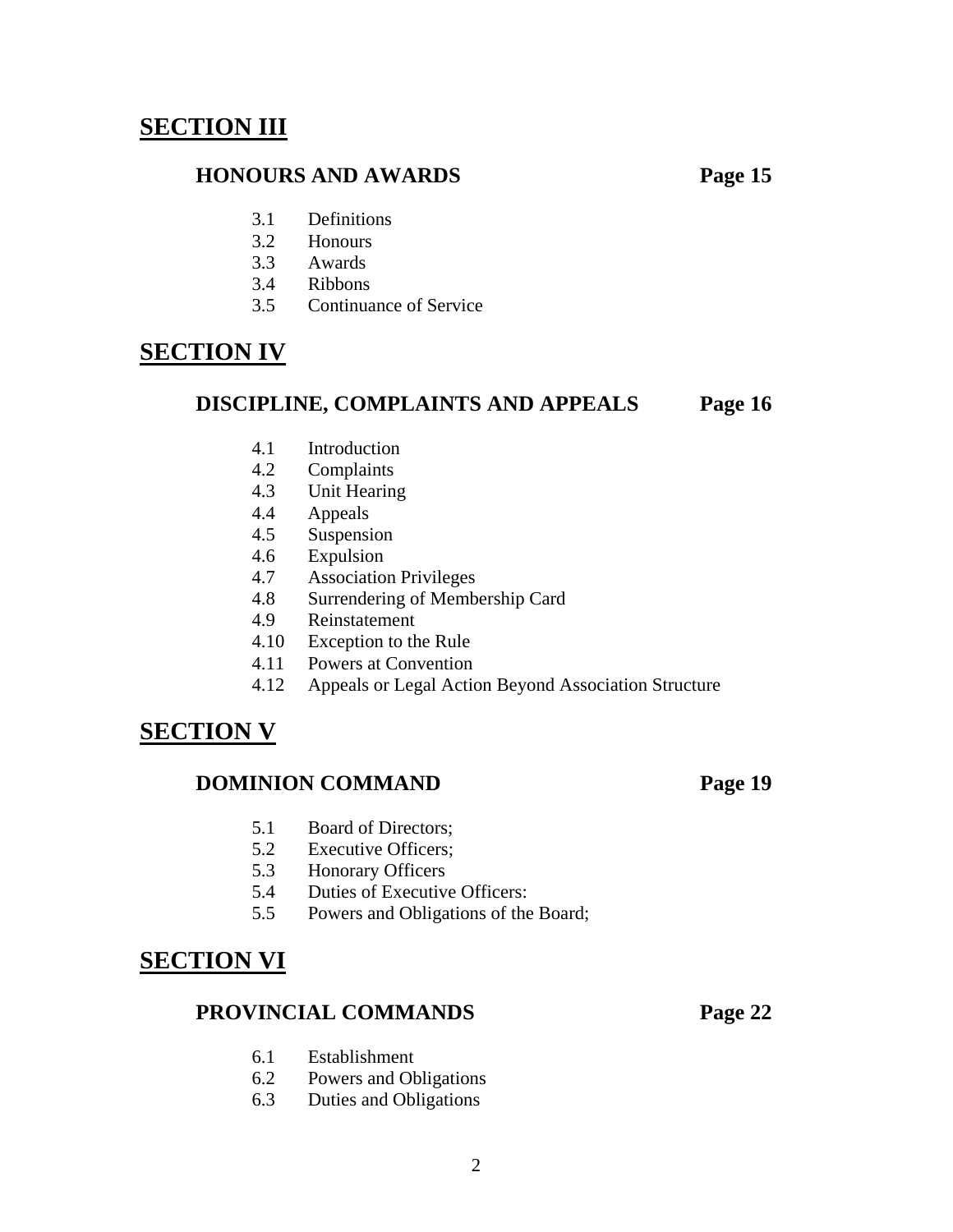## SECTION III

### HONOURS AND AWARDS — Page 15

- 3.1 Definitions
- 3.2 Honours
- 3.3 Awards
- 3.4 Ribbons
- 3.5 Continuance of Service

## SECTION IV

### DISCIPLINE, COMPLAINTS AND APPEALS — Page 16

- 4.1 Introduction
- 4.2 Complaints
- 4.3 Unit Hearing
- 4.4 Appeals
- 4.5 Suspension
- 4.6 Expulsion
- 4.7 Association Privileges
- 4.8 Surrendering of Membership Card
- 4.9 Reinstatement
- 4.10 Exception to the Rule
- 4.11 Powers at Convention
- 4.12 Appeals or Legal Action Beyond Association Structure

## SECTION V

### DOMINION COMMAND — Page 19

- 5.1 Board of Directors;
- 5.2 Executive Officers;
- 5.3 Honorary Officers
- 5.4 Duties of Executive Officers:
- 5.5 Powers and Obligations of the Board;

## SECTION VI

### PROVINCIAL COMMANDS — Page 22

- 6.1 Establishment
- 6.2 Powers and Obligations
- 6.3 Duties and Obligations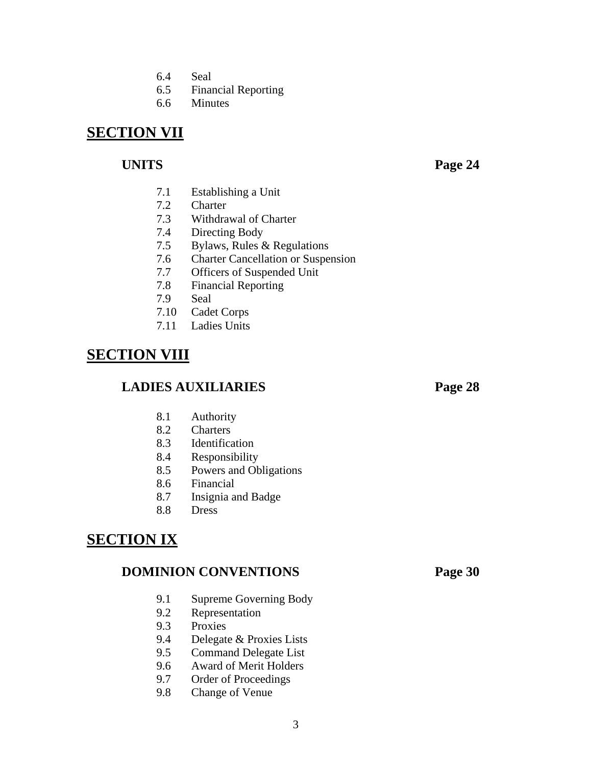6.4 Seal
6.5 Financial Reporting
6.6 Minutes

## SECTION VII

### UNITS Page 24

7.1 Establishing a Unit
7.2 Charter
7.3 Withdrawal of Charter
7.4 Directing Body
7.5 Bylaws, Rules & Regulations
7.6 Charter Cancellation or Suspension
7.7 Officers of Suspended Unit
7.8 Financial Reporting
7.9 Seal
7.10 Cadet Corps
7.11 Ladies Units

## SECTION VIII

### LADIES AUXILIARIES Page 28

8.1 Authority
8.2 Charters
8.3 Identification
8.4 Responsibility
8.5 Powers and Obligations
8.6 Financial
8.7 Insignia and Badge
8.8 Dress

## SECTION IX

### DOMINION CONVENTIONS Page 30

9.1 Supreme Governing Body
9.2 Representation
9.3 Proxies
9.4 Delegate & Proxies Lists
9.5 Command Delegate List
9.6 Award of Merit Holders
9.7 Order of Proceedings
9.8 Change of Venue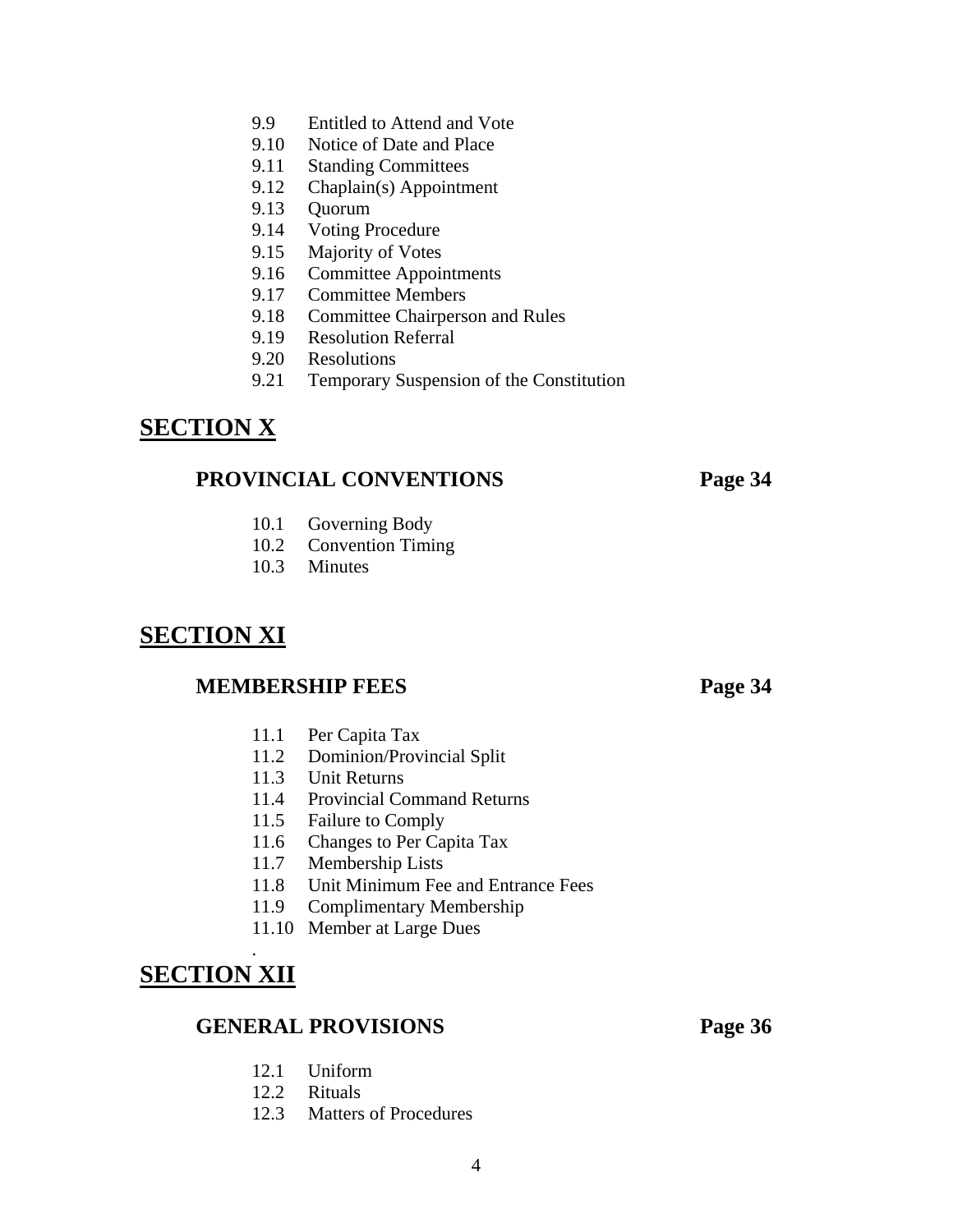- 9.9 Entitled to Attend and Vote
- 9.10 Notice of Date and Place
- 9.11 Standing Committees
- 9.12 Chaplain(s) Appointment
- 9.13 Quorum
- 9.14 Voting Procedure
- 9.15 Majority of Votes
- 9.16 Committee Appointments
- 9.17 Committee Members
- 9.18 Committee Chairperson and Rules
- 9.19 Resolution Referral
- 9.20 Resolutions
- 9.21 Temporary Suspension of the Constitution

## SECTION X

### PROVINCIAL CONVENTIONS — Page 34

- 10.1 Governing Body
- 10.2 Convention Timing
- 10.3 Minutes

## SECTION XI

### MEMBERSHIP FEES — Page 34

- 11.1 Per Capita Tax
- 11.2 Dominion/Provincial Split
- 11.3 Unit Returns
- 11.4 Provincial Command Returns
- 11.5 Failure to Comply
- 11.6 Changes to Per Capita Tax
- 11.7 Membership Lists
- 11.8 Unit Minimum Fee and Entrance Fees
- 11.9 Complimentary Membership
- 11.10 Member at Large Dues

## SECTION XII

### GENERAL PROVISIONS — Page 36

- 12.1 Uniform
- 12.2 Rituals
- 12.3 Matters of Procedures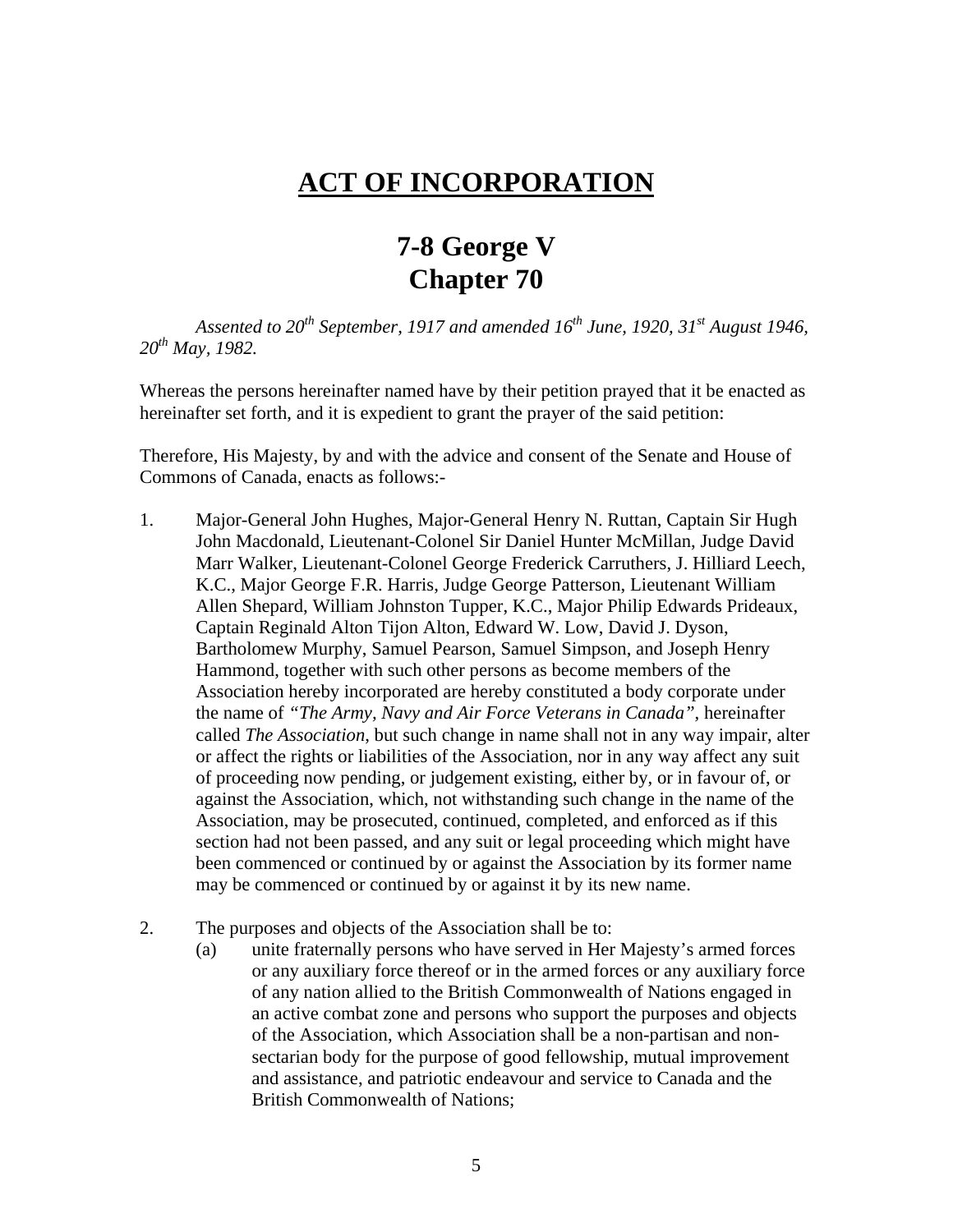# ACT OF INCORPORATION

## 7-8 George V
## Chapter 70

*Assented to 20th September, 1917 and amended 16th June, 1920, 31st August 1946, 20th May, 1982.*

Whereas the persons hereinafter named have by their petition prayed that it be enacted as hereinafter set forth, and it is expedient to grant the prayer of the said petition:

Therefore, His Majesty, by and with the advice and consent of the Senate and House of Commons of Canada, enacts as follows:-

1. Major-General John Hughes, Major-General Henry N. Ruttan, Captain Sir Hugh John Macdonald, Lieutenant-Colonel Sir Daniel Hunter McMillan, Judge David Marr Walker, Lieutenant-Colonel George Frederick Carruthers, J. Hilliard Leech, K.C., Major George F.R. Harris, Judge George Patterson, Lieutenant William Allen Shepard, William Johnston Tupper, K.C., Major Philip Edwards Prideaux, Captain Reginald Alton Tijon Alton, Edward W. Low, David J. Dyson, Bartholomew Murphy, Samuel Pearson, Samuel Simpson, and Joseph Henry Hammond, together with such other persons as become members of the Association hereby incorporated are hereby constituted a body corporate under the name of *"The Army, Navy and Air Force Veterans in Canada"*, hereinafter called *The Association*, but such change in name shall not in any way impair, alter or affect the rights or liabilities of the Association, nor in any way affect any suit of proceeding now pending, or judgement existing, either by, or in favour of, or against the Association, which, not withstanding such change in the name of the Association, may be prosecuted, continued, completed, and enforced as if this section had not been passed, and any suit or legal proceeding which might have been commenced or continued by or against the Association by its former name may be commenced or continued by or against it by its new name.

2. The purposes and objects of the Association shall be to:
   (a) unite fraternally persons who have served in Her Majesty's armed forces or any auxiliary force thereof or in the armed forces or any auxiliary force of any nation allied to the British Commonwealth of Nations engaged in an active combat zone and persons who support the purposes and objects of the Association, which Association shall be a non-partisan and non-sectarian body for the purpose of good fellowship, mutual improvement and assistance, and patriotic endeavour and service to Canada and the British Commonwealth of Nations;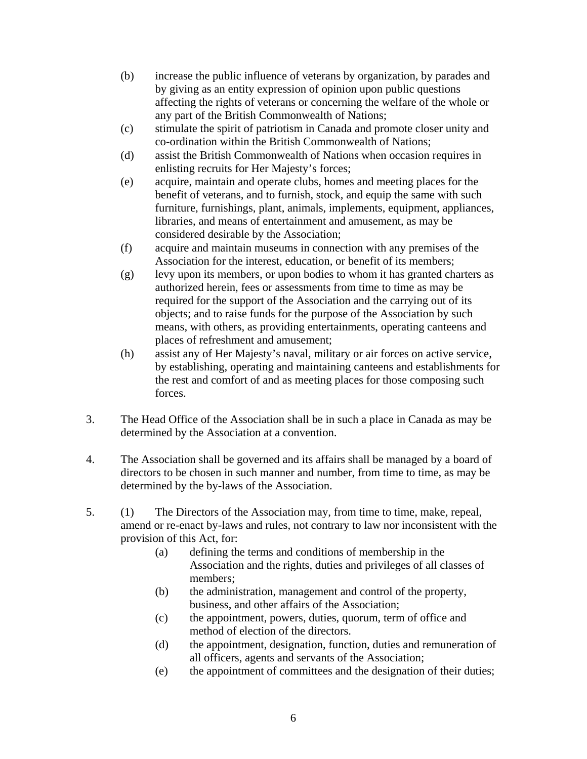(b) increase the public influence of veterans by organization, by parades and by giving as an entity expression of opinion upon public questions affecting the rights of veterans or concerning the welfare of the whole or any part of the British Commonwealth of Nations;

(c) stimulate the spirit of patriotism in Canada and promote closer unity and co-ordination within the British Commonwealth of Nations;

(d) assist the British Commonwealth of Nations when occasion requires in enlisting recruits for Her Majesty's forces;

(e) acquire, maintain and operate clubs, homes and meeting places for the benefit of veterans, and to furnish, stock, and equip the same with such furniture, furnishings, plant, animals, implements, equipment, appliances, libraries, and means of entertainment and amusement, as may be considered desirable by the Association;

(f) acquire and maintain museums in connection with any premises of the Association for the interest, education, or benefit of its members;

(g) levy upon its members, or upon bodies to whom it has granted charters as authorized herein, fees or assessments from time to time as may be required for the support of the Association and the carrying out of its objects; and to raise funds for the purpose of the Association by such means, with others, as providing entertainments, operating canteens and places of refreshment and amusement;

(h) assist any of Her Majesty's naval, military or air forces on active service, by establishing, operating and maintaining canteens and establishments for the rest and comfort of and as meeting places for those composing such forces.

3. The Head Office of the Association shall be in such a place in Canada as may be determined by the Association at a convention.

4. The Association shall be governed and its affairs shall be managed by a board of directors to be chosen in such manner and number, from time to time, as may be determined by the by-laws of the Association.

5. (1) The Directors of the Association may, from time to time, make, repeal, amend or re-enact by-laws and rules, not contrary to law nor inconsistent with the provision of this Act, for:

(a) defining the terms and conditions of membership in the Association and the rights, duties and privileges of all classes of members;

(b) the administration, management and control of the property, business, and other affairs of the Association;

(c) the appointment, powers, duties, quorum, term of office and method of election of the directors.

(d) the appointment, designation, function, duties and remuneration of all officers, agents and servants of the Association;

(e) the appointment of committees and the designation of their duties;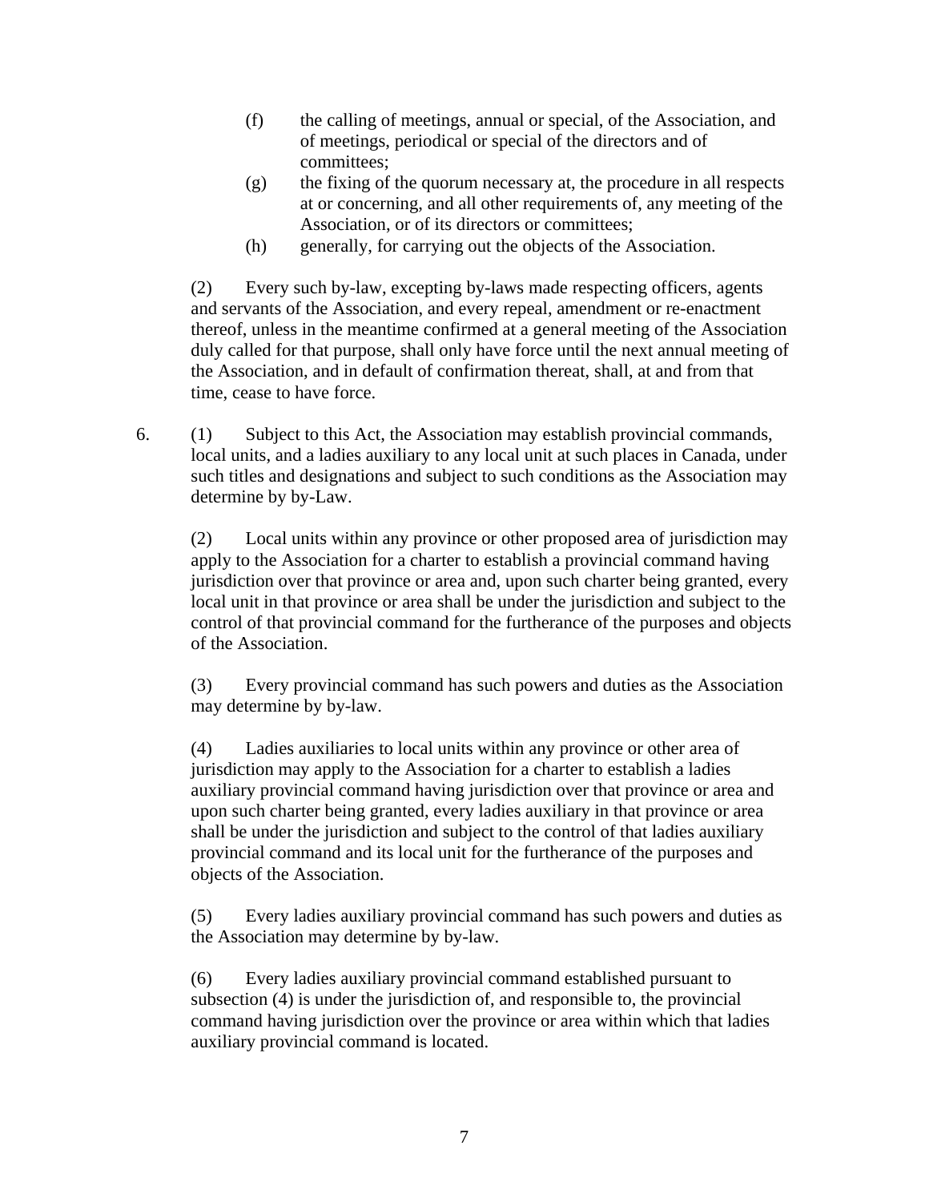(f) the calling of meetings, annual or special, of the Association, and of meetings, periodical or special of the directors and of committees;

(g) the fixing of the quorum necessary at, the procedure in all respects at or concerning, and all other requirements of, any meeting of the Association, or of its directors or committees;

(h) generally, for carrying out the objects of the Association.

(2) Every such by-law, excepting by-laws made respecting officers, agents and servants of the Association, and every repeal, amendment or re-enactment thereof, unless in the meantime confirmed at a general meeting of the Association duly called for that purpose, shall only have force until the next annual meeting of the Association, and in default of confirmation thereat, shall, at and from that time, cease to have force.

6. (1) Subject to this Act, the Association may establish provincial commands, local units, and a ladies auxiliary to any local unit at such places in Canada, under such titles and designations and subject to such conditions as the Association may determine by by-Law.

(2) Local units within any province or other proposed area of jurisdiction may apply to the Association for a charter to establish a provincial command having jurisdiction over that province or area and, upon such charter being granted, every local unit in that province or area shall be under the jurisdiction and subject to the control of that provincial command for the furtherance of the purposes and objects of the Association.

(3) Every provincial command has such powers and duties as the Association may determine by by-law.

(4) Ladies auxiliaries to local units within any province or other area of jurisdiction may apply to the Association for a charter to establish a ladies auxiliary provincial command having jurisdiction over that province or area and upon such charter being granted, every ladies auxiliary in that province or area shall be under the jurisdiction and subject to the control of that ladies auxiliary provincial command and its local unit for the furtherance of the purposes and objects of the Association.

(5) Every ladies auxiliary provincial command has such powers and duties as the Association may determine by by-law.

(6) Every ladies auxiliary provincial command established pursuant to subsection (4) is under the jurisdiction of, and responsible to, the provincial command having jurisdiction over the province or area within which that ladies auxiliary provincial command is located.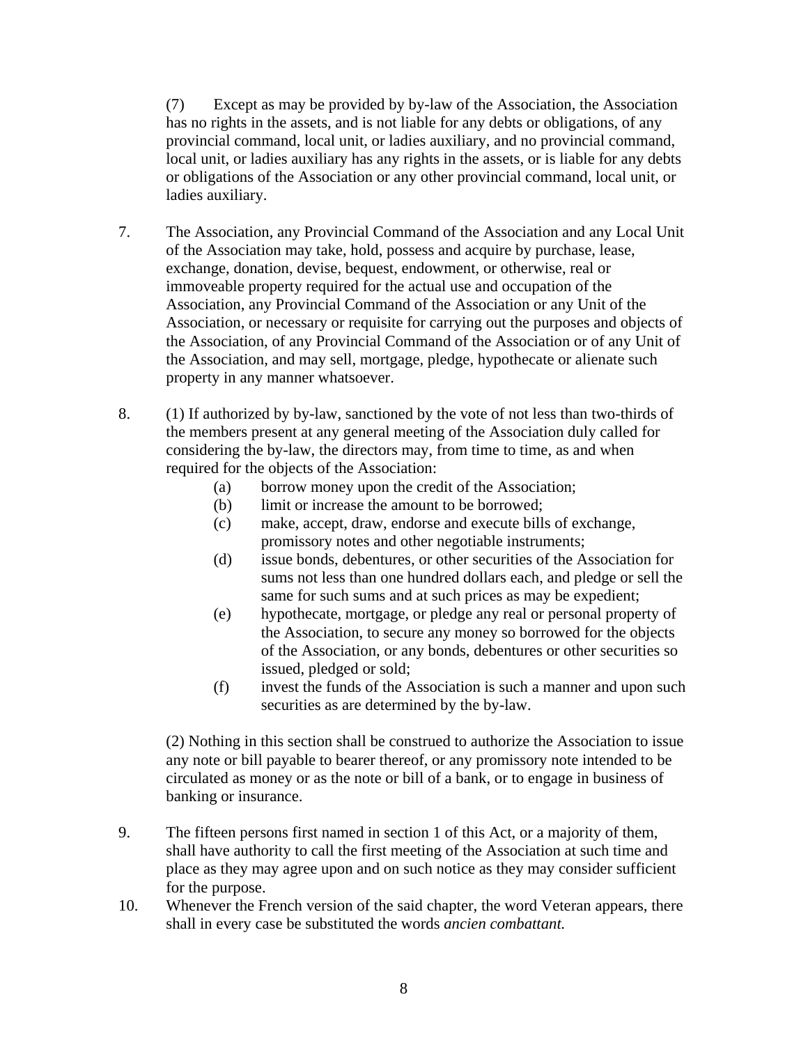(7) Except as may be provided by by-law of the Association, the Association has no rights in the assets, and is not liable for any debts or obligations, of any provincial command, local unit, or ladies auxiliary, and no provincial command, local unit, or ladies auxiliary has any rights in the assets, or is liable for any debts or obligations of the Association or any other provincial command, local unit, or ladies auxiliary.

7. The Association, any Provincial Command of the Association and any Local Unit of the Association may take, hold, possess and acquire by purchase, lease, exchange, donation, devise, bequest, endowment, or otherwise, real or immoveable property required for the actual use and occupation of the Association, any Provincial Command of the Association or any Unit of the Association, or necessary or requisite for carrying out the purposes and objects of the Association, of any Provincial Command of the Association or of any Unit of the Association, and may sell, mortgage, pledge, hypothecate or alienate such property in any manner whatsoever.

8. (1) If authorized by by-law, sanctioned by the vote of not less than two-thirds of the members present at any general meeting of the Association duly called for considering the by-law, the directors may, from time to time, as and when required for the objects of the Association:

   (a) borrow money upon the credit of the Association;
   (b) limit or increase the amount to be borrowed;
   (c) make, accept, draw, endorse and execute bills of exchange, promissory notes and other negotiable instruments;
   (d) issue bonds, debentures, or other securities of the Association for sums not less than one hundred dollars each, and pledge or sell the same for such sums and at such prices as may be expedient;
   (e) hypothecate, mortgage, or pledge any real or personal property of the Association, to secure any money so borrowed for the objects of the Association, or any bonds, debentures or other securities so issued, pledged or sold;
   (f) invest the funds of the Association is such a manner and upon such securities as are determined by the by-law.

(2) Nothing in this section shall be construed to authorize the Association to issue any note or bill payable to bearer thereof, or any promissory note intended to be circulated as money or as the note or bill of a bank, or to engage in business of banking or insurance.

9. The fifteen persons first named in section 1 of this Act, or a majority of them, shall have authority to call the first meeting of the Association at such time and place as they may agree upon and on such notice as they may consider sufficient for the purpose.

10. Whenever the French version of the said chapter, the word Veteran appears, there shall in every case be substituted the words *ancien combattant.*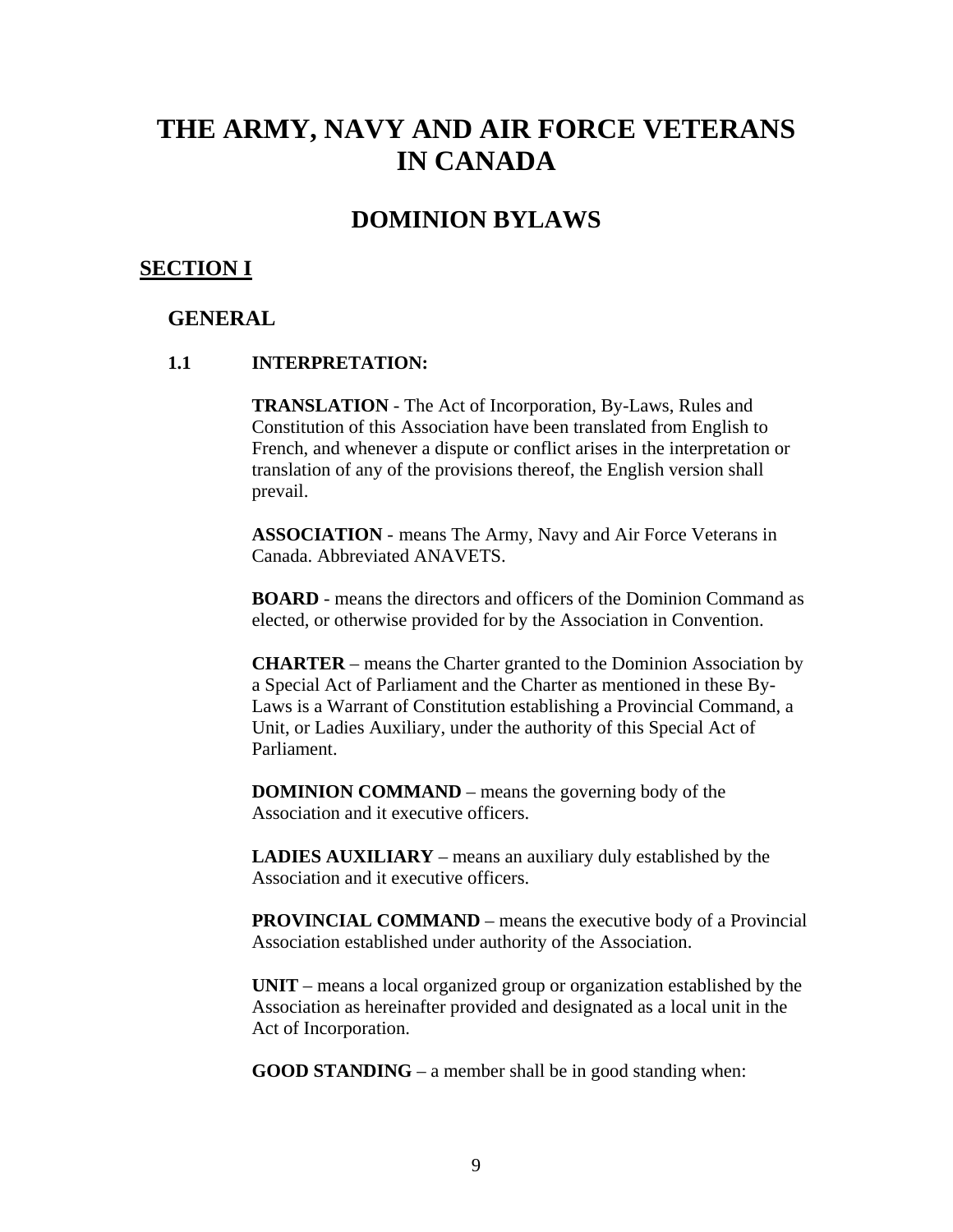# THE ARMY, NAVY AND AIR FORCE VETERANS IN CANADA

## DOMINION BYLAWS

## SECTION I

### GENERAL

**1.1 INTERPRETATION:**

**TRANSLATION** - The Act of Incorporation, By-Laws, Rules and Constitution of this Association have been translated from English to French, and whenever a dispute or conflict arises in the interpretation or translation of any of the provisions thereof, the English version shall prevail.

**ASSOCIATION** - means The Army, Navy and Air Force Veterans in Canada. Abbreviated ANAVETS.

**BOARD** - means the directors and officers of the Dominion Command as elected, or otherwise provided for by the Association in Convention.

**CHARTER** – means the Charter granted to the Dominion Association by a Special Act of Parliament and the Charter as mentioned in these By-Laws is a Warrant of Constitution establishing a Provincial Command, a Unit, or Ladies Auxiliary, under the authority of this Special Act of Parliament.

**DOMINION COMMAND** – means the governing body of the Association and it executive officers.

**LADIES AUXILIARY** – means an auxiliary duly established by the Association and it executive officers.

**PROVINCIAL COMMAND** – means the executive body of a Provincial Association established under authority of the Association.

**UNIT** – means a local organized group or organization established by the Association as hereinafter provided and designated as a local unit in the Act of Incorporation.

**GOOD STANDING** – a member shall be in good standing when: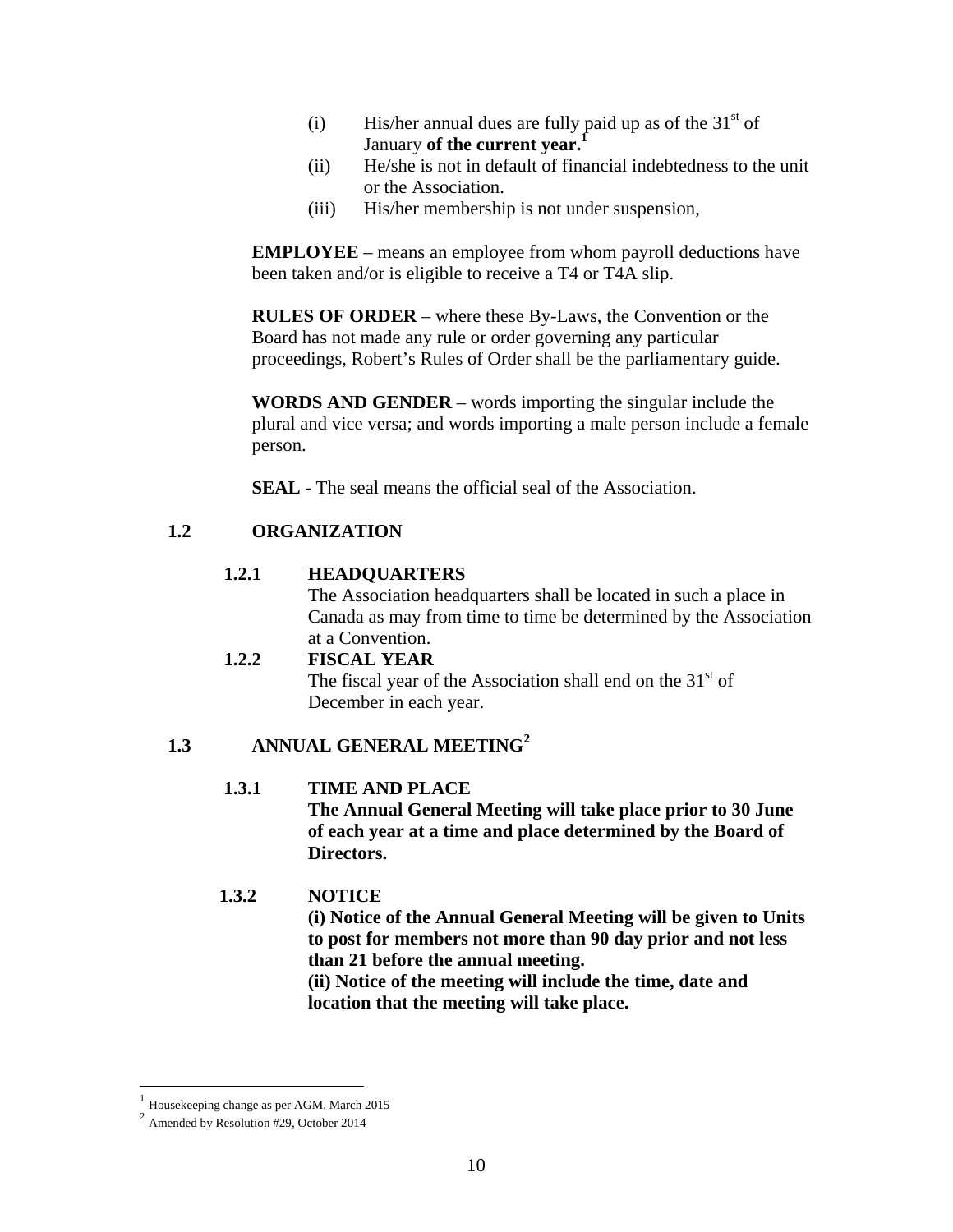(i) His/her annual dues are fully paid up as of the 31st of January **of the current year.**[1]

(ii) He/she is not in default of financial indebtedness to the unit or the Association.

(iii) His/her membership is not under suspension,

**EMPLOYEE** – means an employee from whom payroll deductions have been taken and/or is eligible to receive a T4 or T4A slip.

**RULES OF ORDER** – where these By-Laws, the Convention or the Board has not made any rule or order governing any particular proceedings, Robert's Rules of Order shall be the parliamentary guide.

**WORDS AND GENDER** – words importing the singular include the plural and vice versa; and words importing a male person include a female person.

**SEAL** - The seal means the official seal of the Association.

## 1.2 ORGANIZATION

### 1.2.1 HEADQUARTERS

The Association headquarters shall be located in such a place in Canada as may from time to time be determined by the Association at a Convention.

### 1.2.2 FISCAL YEAR

The fiscal year of the Association shall end on the 31st of December in each year.

## 1.3 ANNUAL GENERAL MEETING[2]

### 1.3.1 TIME AND PLACE

**The Annual General Meeting will take place prior to 30 June of each year at a time and place determined by the Board of Directors.**

### 1.3.2 NOTICE

**(i) Notice of the Annual General Meeting will be given to Units to post for members not more than 90 day prior and not less than 21 before the annual meeting.**

**(ii) Notice of the meeting will include the time, date and location that the meeting will take place.**

---

[1] Housekeeping change as per AGM, March 2015

[2] Amended by Resolution #29, October 2014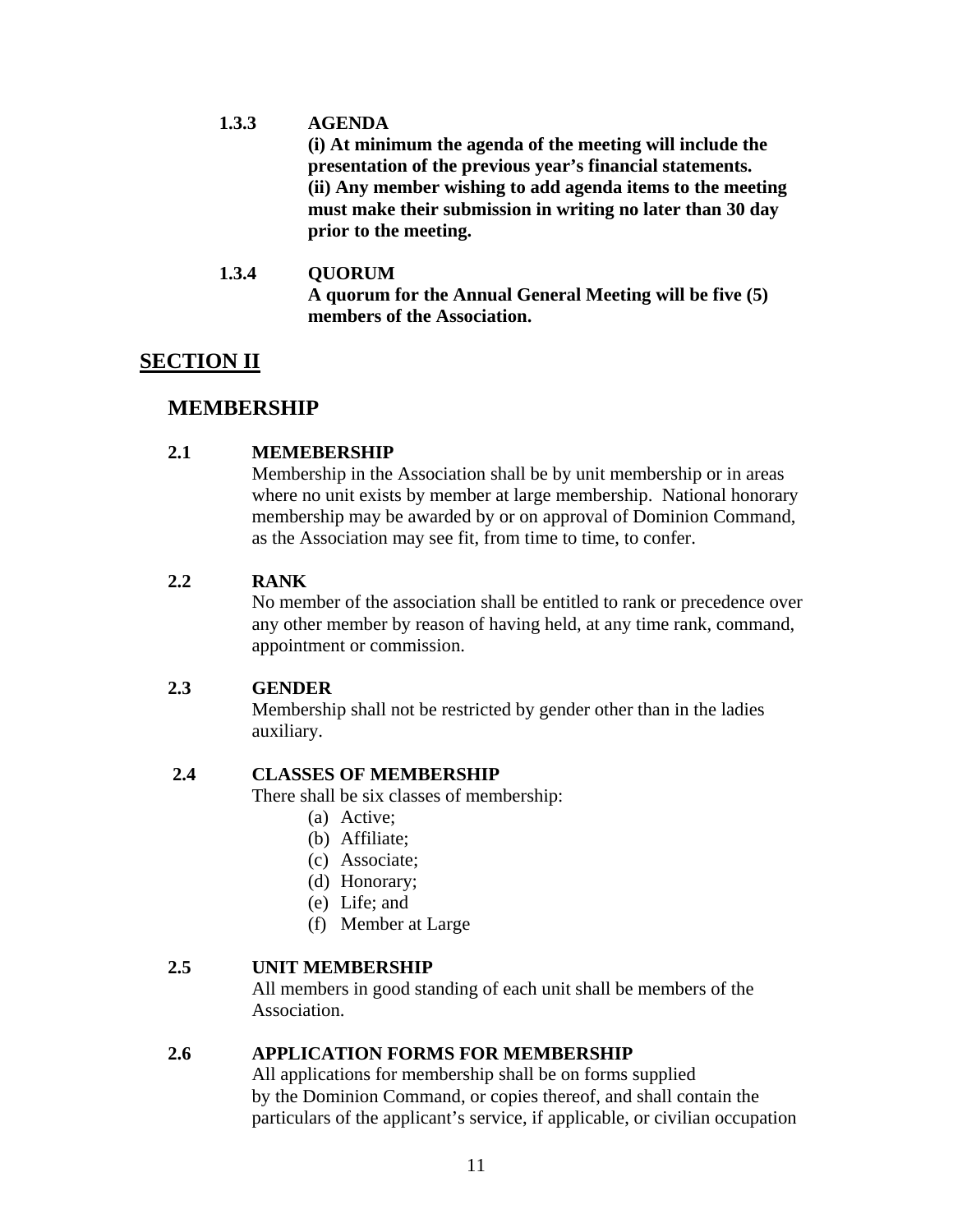**1.3.3 AGENDA**

**(i) At minimum the agenda of the meeting will include the presentation of the previous year's financial statements.**
**(ii) Any member wishing to add agenda items to the meeting must make their submission in writing no later than 30 day prior to the meeting.**

**1.3.4 QUORUM**

**A quorum for the Annual General Meeting will be five (5) members of the Association.**

## SECTION II

## MEMBERSHIP

**2.1 MEMEBERSHIP**

Membership in the Association shall be by unit membership or in areas where no unit exists by member at large membership. National honorary membership may be awarded by or on approval of Dominion Command, as the Association may see fit, from time to time, to confer.

**2.2 RANK**

No member of the association shall be entitled to rank or precedence over any other member by reason of having held, at any time rank, command, appointment or commission.

**2.3 GENDER**

Membership shall not be restricted by gender other than in the ladies auxiliary.

**2.4 CLASSES OF MEMBERSHIP**

There shall be six classes of membership:

(a) Active;
(b) Affiliate;
(c) Associate;
(d) Honorary;
(e) Life; and
(f) Member at Large

**2.5 UNIT MEMBERSHIP**

All members in good standing of each unit shall be members of the Association.

**2.6 APPLICATION FORMS FOR MEMBERSHIP**

All applications for membership shall be on forms supplied by the Dominion Command, or copies thereof, and shall contain the particulars of the applicant's service, if applicable, or civilian occupation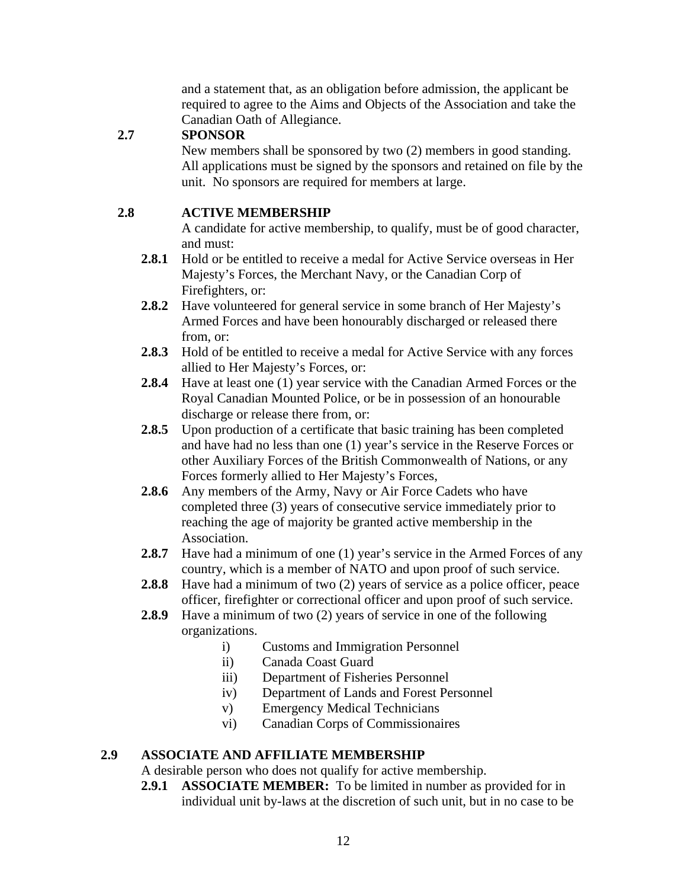and a statement that, as an obligation before admission, the applicant be required to agree to the Aims and Objects of the Association and take the Canadian Oath of Allegiance.

**2.7 SPONSOR**

New members shall be sponsored by two (2) members in good standing. All applications must be signed by the sponsors and retained on file by the unit. No sponsors are required for members at large.

**2.8 ACTIVE MEMBERSHIP**

A candidate for active membership, to qualify, must be of good character, and must:

**2.8.1** Hold or be entitled to receive a medal for Active Service overseas in Her Majesty's Forces, the Merchant Navy, or the Canadian Corp of Firefighters, or:

**2.8.2** Have volunteered for general service in some branch of Her Majesty's Armed Forces and have been honourably discharged or released there from, or:

**2.8.3** Hold of be entitled to receive a medal for Active Service with any forces allied to Her Majesty's Forces, or:

**2.8.4** Have at least one (1) year service with the Canadian Armed Forces or the Royal Canadian Mounted Police, or be in possession of an honourable discharge or release there from, or:

**2.8.5** Upon production of a certificate that basic training has been completed and have had no less than one (1) year's service in the Reserve Forces or other Auxiliary Forces of the British Commonwealth of Nations, or any Forces formerly allied to Her Majesty's Forces,

**2.8.6** Any members of the Army, Navy or Air Force Cadets who have completed three (3) years of consecutive service immediately prior to reaching the age of majority be granted active membership in the Association.

**2.8.7** Have had a minimum of one (1) year's service in the Armed Forces of any country, which is a member of NATO and upon proof of such service.

**2.8.8** Have had a minimum of two (2) years of service as a police officer, peace officer, firefighter or correctional officer and upon proof of such service.

**2.8.9** Have a minimum of two (2) years of service in one of the following organizations.

i) Customs and Immigration Personnel
ii) Canada Coast Guard
iii) Department of Fisheries Personnel
iv) Department of Lands and Forest Personnel
v) Emergency Medical Technicians
vi) Canadian Corps of Commissionaires

**2.9 ASSOCIATE AND AFFILIATE MEMBERSHIP**

A desirable person who does not qualify for active membership.

**2.9.1 ASSOCIATE MEMBER:** To be limited in number as provided for in individual unit by-laws at the discretion of such unit, but in no case to be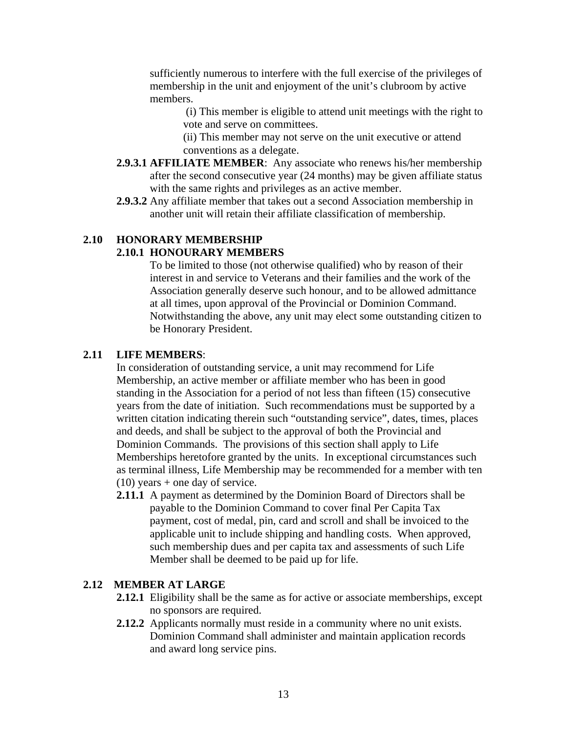sufficiently numerous to interfere with the full exercise of the privileges of membership in the unit and enjoyment of the unit's clubroom by active members.

(i) This member is eligible to attend unit meetings with the right to vote and serve on committees.

(ii) This member may not serve on the unit executive or attend conventions as a delegate.

**2.9.3.1 AFFILIATE MEMBER**: Any associate who renews his/her membership after the second consecutive year (24 months) may be given affiliate status with the same rights and privileges as an active member.

**2.9.3.2** Any affiliate member that takes out a second Association membership in another unit will retain their affiliate classification of membership.

## 2.10 HONORARY MEMBERSHIP

### 2.10.1 HONOURARY MEMBERS

To be limited to those (not otherwise qualified) who by reason of their interest in and service to Veterans and their families and the work of the Association generally deserve such honour, and to be allowed admittance at all times, upon approval of the Provincial or Dominion Command. Notwithstanding the above, any unit may elect some outstanding citizen to be Honorary President.

## 2.11 LIFE MEMBERS:

In consideration of outstanding service, a unit may recommend for Life Membership, an active member or affiliate member who has been in good standing in the Association for a period of not less than fifteen (15) consecutive years from the date of initiation. Such recommendations must be supported by a written citation indicating therein such "outstanding service", dates, times, places and deeds, and shall be subject to the approval of both the Provincial and Dominion Commands. The provisions of this section shall apply to Life Memberships heretofore granted by the units. In exceptional circumstances such as terminal illness, Life Membership may be recommended for a member with ten (10) years + one day of service.

**2.11.1** A payment as determined by the Dominion Board of Directors shall be payable to the Dominion Command to cover final Per Capita Tax payment, cost of medal, pin, card and scroll and shall be invoiced to the applicable unit to include shipping and handling costs. When approved, such membership dues and per capita tax and assessments of such Life Member shall be deemed to be paid up for life.

## 2.12 MEMBER AT LARGE

**2.12.1** Eligibility shall be the same as for active or associate memberships, except no sponsors are required.

**2.12.2** Applicants normally must reside in a community where no unit exists. Dominion Command shall administer and maintain application records and award long service pins.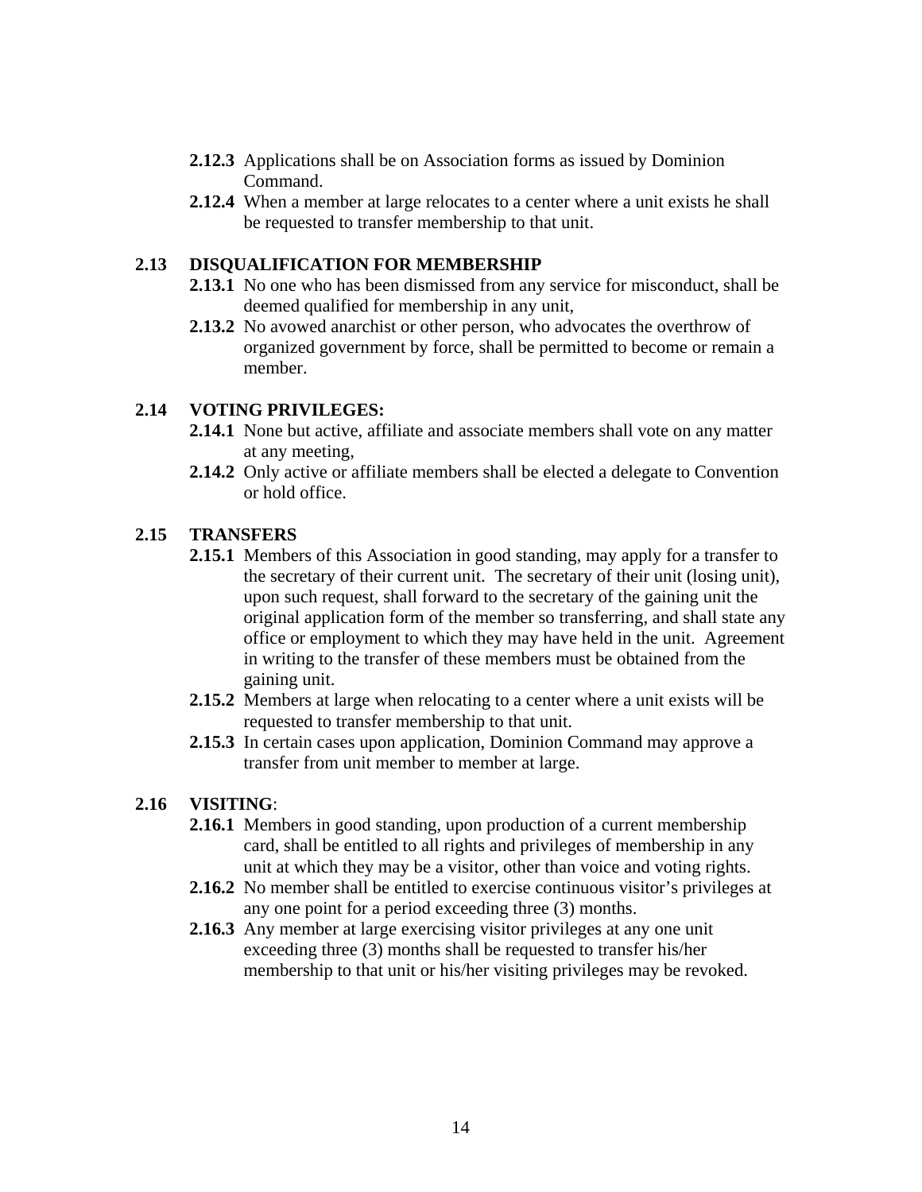**2.12.3** Applications shall be on Association forms as issued by Dominion Command.

**2.12.4** When a member at large relocates to a center where a unit exists he shall be requested to transfer membership to that unit.

## 2.13 DISQUALIFICATION FOR MEMBERSHIP

**2.13.1** No one who has been dismissed from any service for misconduct, shall be deemed qualified for membership in any unit,

**2.13.2** No avowed anarchist or other person, who advocates the overthrow of organized government by force, shall be permitted to become or remain a member.

## 2.14 VOTING PRIVILEGES:

**2.14.1** None but active, affiliate and associate members shall vote on any matter at any meeting,

**2.14.2** Only active or affiliate members shall be elected a delegate to Convention or hold office.

## 2.15 TRANSFERS

**2.15.1** Members of this Association in good standing, may apply for a transfer to the secretary of their current unit. The secretary of their unit (losing unit), upon such request, shall forward to the secretary of the gaining unit the original application form of the member so transferring, and shall state any office or employment to which they may have held in the unit. Agreement in writing to the transfer of these members must be obtained from the gaining unit.

**2.15.2** Members at large when relocating to a center where a unit exists will be requested to transfer membership to that unit.

**2.15.3** In certain cases upon application, Dominion Command may approve a transfer from unit member to member at large.

## 2.16 VISITING:

**2.16.1** Members in good standing, upon production of a current membership card, shall be entitled to all rights and privileges of membership in any unit at which they may be a visitor, other than voice and voting rights.

**2.16.2** No member shall be entitled to exercise continuous visitor's privileges at any one point for a period exceeding three (3) months.

**2.16.3** Any member at large exercising visitor privileges at any one unit exceeding three (3) months shall be requested to transfer his/her membership to that unit or his/her visiting privileges may be revoked.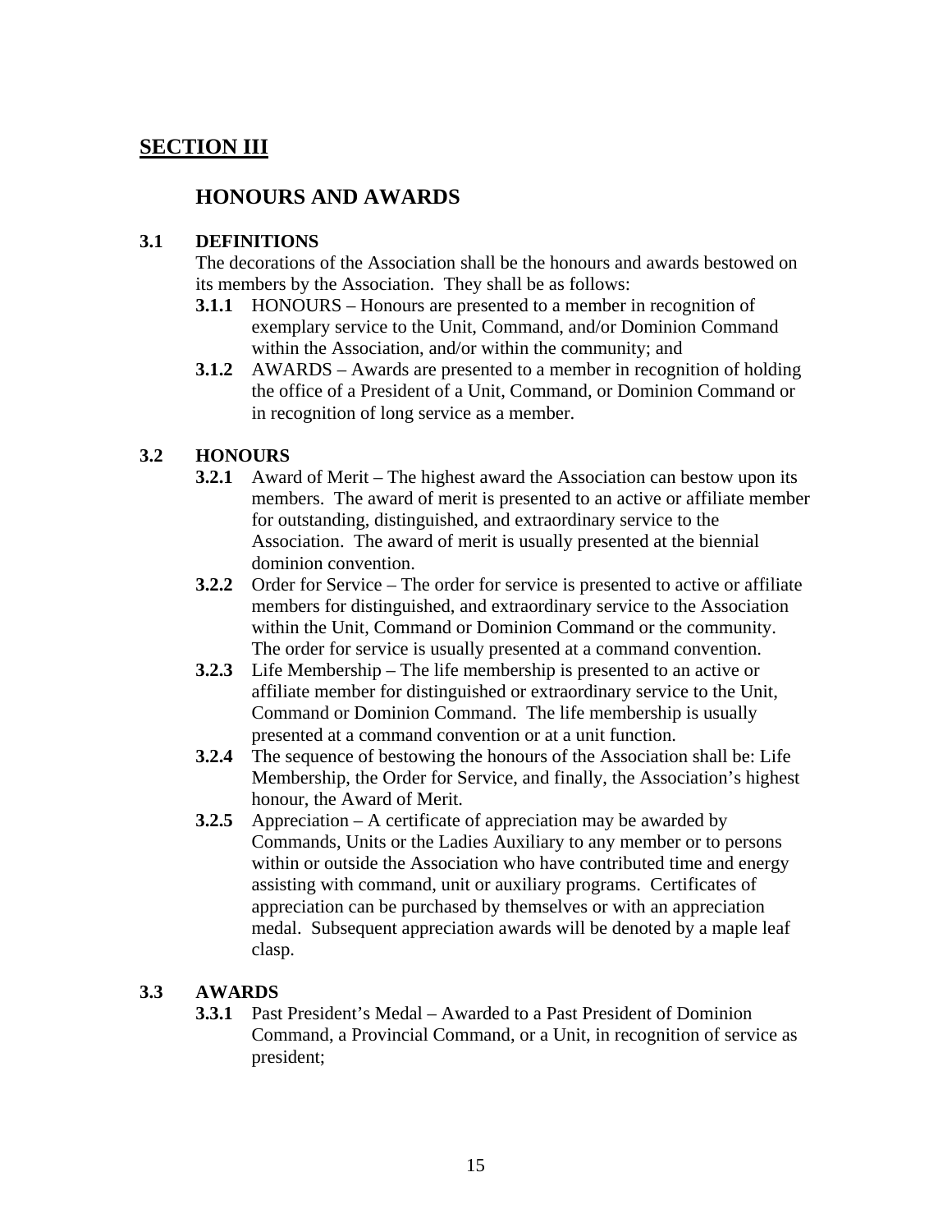## SECTION III

## HONOURS AND AWARDS

**3.1 DEFINITIONS**

The decorations of the Association shall be the honours and awards bestowed on its members by the Association. They shall be as follows:

- **3.1.1** HONOURS – Honours are presented to a member in recognition of exemplary service to the Unit, Command, and/or Dominion Command within the Association, and/or within the community; and
- **3.1.2** AWARDS – Awards are presented to a member in recognition of holding the office of a President of a Unit, Command, or Dominion Command or in recognition of long service as a member.

**3.2 HONOURS**

- **3.2.1** Award of Merit – The highest award the Association can bestow upon its members. The award of merit is presented to an active or affiliate member for outstanding, distinguished, and extraordinary service to the Association. The award of merit is usually presented at the biennial dominion convention.
- **3.2.2** Order for Service – The order for service is presented to active or affiliate members for distinguished, and extraordinary service to the Association within the Unit, Command or Dominion Command or the community. The order for service is usually presented at a command convention.
- **3.2.3** Life Membership – The life membership is presented to an active or affiliate member for distinguished or extraordinary service to the Unit, Command or Dominion Command. The life membership is usually presented at a command convention or at a unit function.
- **3.2.4** The sequence of bestowing the honours of the Association shall be: Life Membership, the Order for Service, and finally, the Association's highest honour, the Award of Merit.
- **3.2.5** Appreciation – A certificate of appreciation may be awarded by Commands, Units or the Ladies Auxiliary to any member or to persons within or outside the Association who have contributed time and energy assisting with command, unit or auxiliary programs. Certificates of appreciation can be purchased by themselves or with an appreciation medal. Subsequent appreciation awards will be denoted by a maple leaf clasp.

**3.3 AWARDS**

- **3.3.1** Past President's Medal – Awarded to a Past President of Dominion Command, a Provincial Command, or a Unit, in recognition of service as president;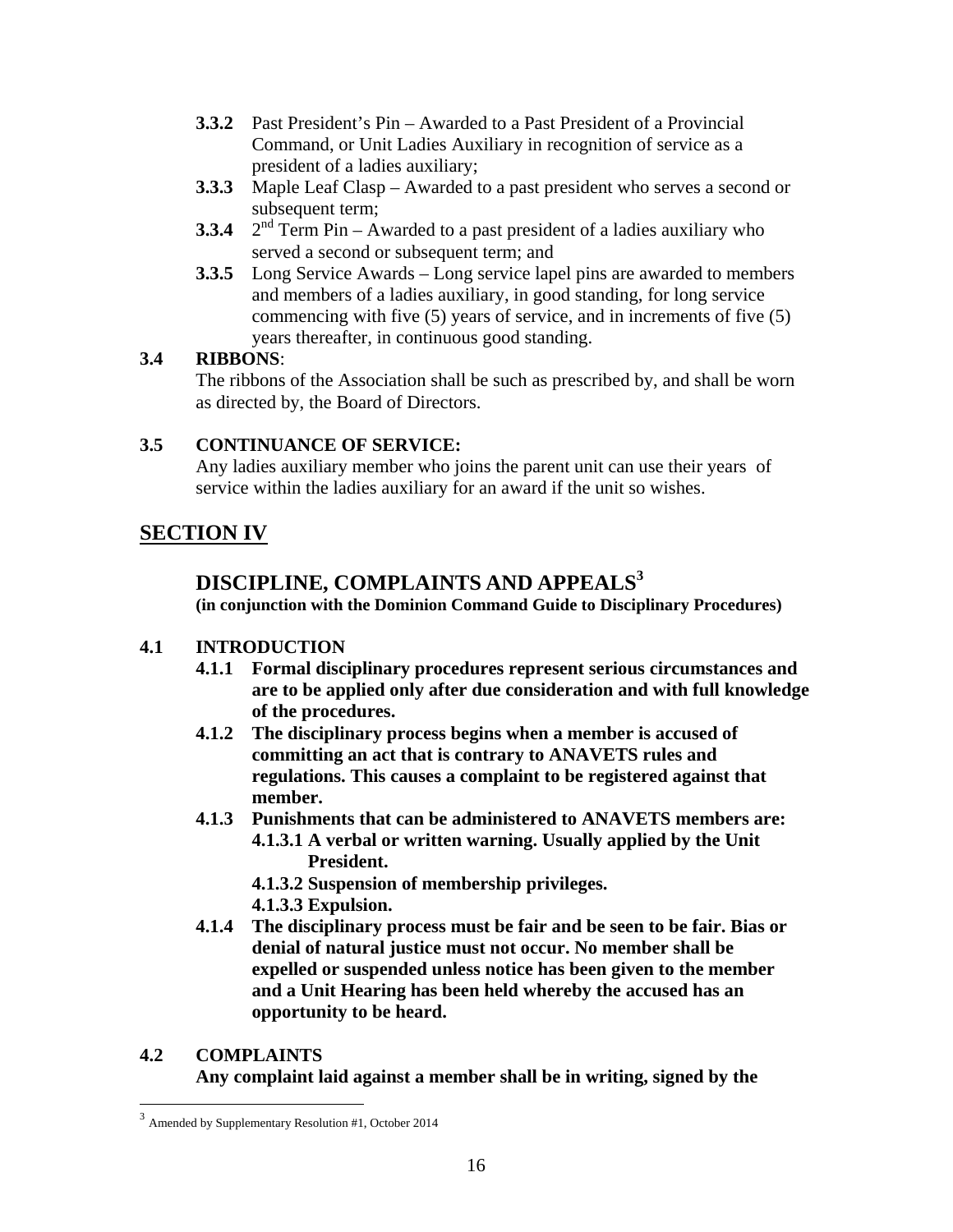**3.3.2** Past President's Pin – Awarded to a Past President of a Provincial Command, or Unit Ladies Auxiliary in recognition of service as a president of a ladies auxiliary;

**3.3.3** Maple Leaf Clasp – Awarded to a past president who serves a second or subsequent term;

**3.3.4** 2nd Term Pin – Awarded to a past president of a ladies auxiliary who served a second or subsequent term; and

**3.3.5** Long Service Awards – Long service lapel pins are awarded to members and members of a ladies auxiliary, in good standing, for long service commencing with five (5) years of service, and in increments of five (5) years thereafter, in continuous good standing.

**3.4 RIBBONS**:

The ribbons of the Association shall be such as prescribed by, and shall be worn as directed by, the Board of Directors.

**3.5 CONTINUANCE OF SERVICE:**

Any ladies auxiliary member who joins the parent unit can use their years of service within the ladies auxiliary for an award if the unit so wishes.

# SECTION IV

## DISCIPLINE, COMPLAINTS AND APPEALS[3]

**(in conjunction with the Dominion Command Guide to Disciplinary Procedures)**

**4.1 INTRODUCTION**

**4.1.1 Formal disciplinary procedures represent serious circumstances and are to be applied only after due consideration and with full knowledge of the procedures.**

**4.1.2 The disciplinary process begins when a member is accused of committing an act that is contrary to ANAVETS rules and regulations. This causes a complaint to be registered against that member.**

**4.1.3 Punishments that can be administered to ANAVETS members are:**

**4.1.3.1 A verbal or written warning. Usually applied by the Unit President.**

**4.1.3.2 Suspension of membership privileges.**

**4.1.3.3 Expulsion.**

**4.1.4 The disciplinary process must be fair and be seen to be fair. Bias or denial of natural justice must not occur. No member shall be expelled or suspended unless notice has been given to the member and a Unit Hearing has been held whereby the accused has an opportunity to be heard.**

**4.2 COMPLAINTS**

**Any complaint laid against a member shall be in writing, signed by the**

[3] Amended by Supplementary Resolution #1, October 2014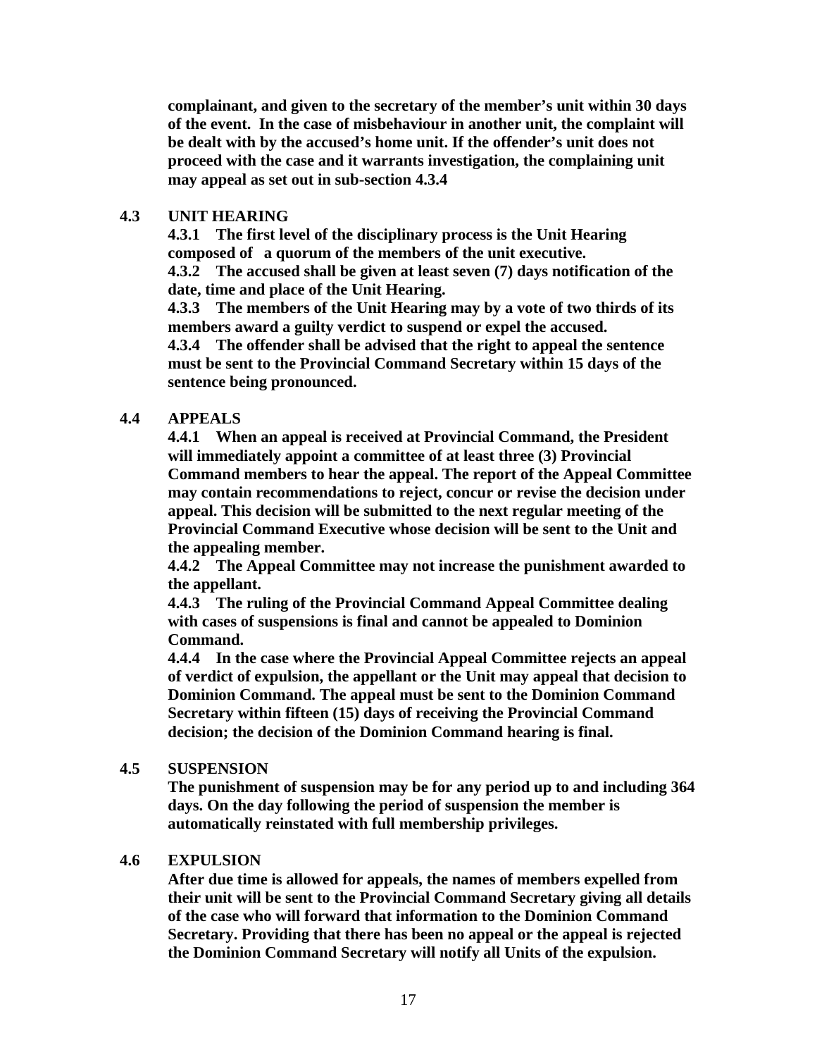**complainant, and given to the secretary of the member's unit within 30 days of the event. In the case of misbehaviour in another unit, the complaint will be dealt with by the accused's home unit. If the offender's unit does not proceed with the case and it warrants investigation, the complaining unit may appeal as set out in sub-section 4.3.4**

**4.3 UNIT HEARING**

**4.3.1 The first level of the disciplinary process is the Unit Hearing composed of a quorum of the members of the unit executive.**

**4.3.2 The accused shall be given at least seven (7) days notification of the date, time and place of the Unit Hearing.**

**4.3.3 The members of the Unit Hearing may by a vote of two thirds of its members award a guilty verdict to suspend or expel the accused.**

**4.3.4 The offender shall be advised that the right to appeal the sentence must be sent to the Provincial Command Secretary within 15 days of the sentence being pronounced.**

**4.4 APPEALS**

**4.4.1 When an appeal is received at Provincial Command, the President will immediately appoint a committee of at least three (3) Provincial Command members to hear the appeal. The report of the Appeal Committee may contain recommendations to reject, concur or revise the decision under appeal. This decision will be submitted to the next regular meeting of the Provincial Command Executive whose decision will be sent to the Unit and the appealing member.**

**4.4.2 The Appeal Committee may not increase the punishment awarded to the appellant.**

**4.4.3 The ruling of the Provincial Command Appeal Committee dealing with cases of suspensions is final and cannot be appealed to Dominion Command.**

**4.4.4 In the case where the Provincial Appeal Committee rejects an appeal of verdict of expulsion, the appellant or the Unit may appeal that decision to Dominion Command. The appeal must be sent to the Dominion Command Secretary within fifteen (15) days of receiving the Provincial Command decision; the decision of the Dominion Command hearing is final.**

**4.5 SUSPENSION**

**The punishment of suspension may be for any period up to and including 364 days. On the day following the period of suspension the member is automatically reinstated with full membership privileges.**

**4.6 EXPULSION**

**After due time is allowed for appeals, the names of members expelled from their unit will be sent to the Provincial Command Secretary giving all details of the case who will forward that information to the Dominion Command Secretary. Providing that there has been no appeal or the appeal is rejected the Dominion Command Secretary will notify all Units of the expulsion.**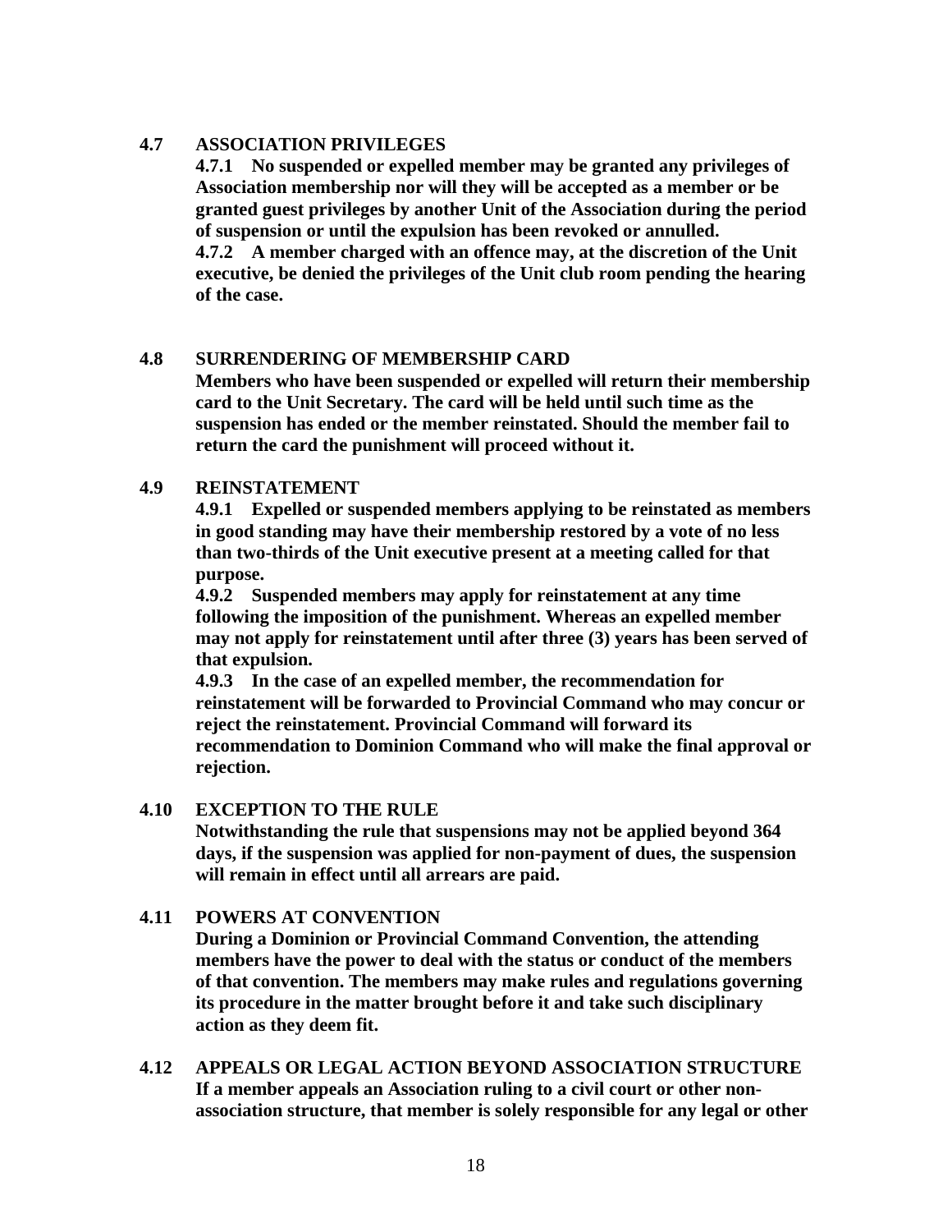**4.7 ASSOCIATION PRIVILEGES**

**4.7.1 No suspended or expelled member may be granted any privileges of Association membership nor will they will be accepted as a member or be granted guest privileges by another Unit of the Association during the period of suspension or until the expulsion has been revoked or annulled.**

**4.7.2 A member charged with an offence may, at the discretion of the Unit executive, be denied the privileges of the Unit club room pending the hearing of the case.**

**4.8 SURRENDERING OF MEMBERSHIP CARD**

**Members who have been suspended or expelled will return their membership card to the Unit Secretary. The card will be held until such time as the suspension has ended or the member reinstated. Should the member fail to return the card the punishment will proceed without it.**

**4.9 REINSTATEMENT**

**4.9.1 Expelled or suspended members applying to be reinstated as members in good standing may have their membership restored by a vote of no less than two-thirds of the Unit executive present at a meeting called for that purpose.**

**4.9.2 Suspended members may apply for reinstatement at any time following the imposition of the punishment. Whereas an expelled member may not apply for reinstatement until after three (3) years has been served of that expulsion.**

**4.9.3 In the case of an expelled member, the recommendation for reinstatement will be forwarded to Provincial Command who may concur or reject the reinstatement. Provincial Command will forward its recommendation to Dominion Command who will make the final approval or rejection.**

**4.10 EXCEPTION TO THE RULE**

**Notwithstanding the rule that suspensions may not be applied beyond 364 days, if the suspension was applied for non-payment of dues, the suspension will remain in effect until all arrears are paid.**

**4.11 POWERS AT CONVENTION**

**During a Dominion or Provincial Command Convention, the attending members have the power to deal with the status or conduct of the members of that convention. The members may make rules and regulations governing its procedure in the matter brought before it and take such disciplinary action as they deem fit.**

**4.12 APPEALS OR LEGAL ACTION BEYOND ASSOCIATION STRUCTURE**

**If a member appeals an Association ruling to a civil court or other non-association structure, that member is solely responsible for any legal or other**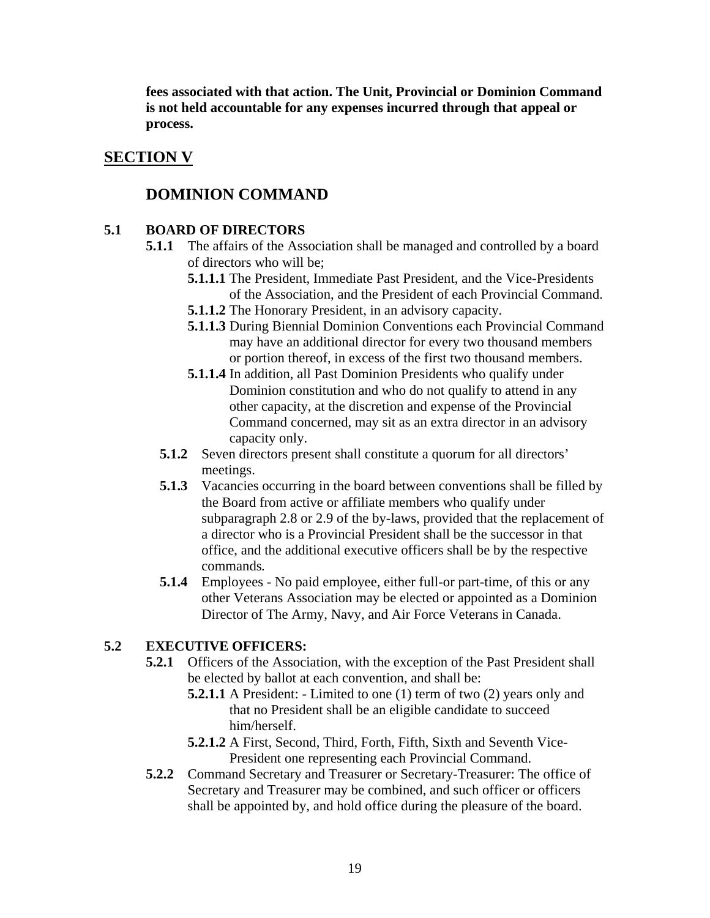**fees associated with that action. The Unit, Provincial or Dominion Command is not held accountable for any expenses incurred through that appeal or process.**

## SECTION V

## DOMINION COMMAND

### 5.1 BOARD OF DIRECTORS

**5.1.1** The affairs of the Association shall be managed and controlled by a board of directors who will be;

- **5.1.1.1** The President, Immediate Past President, and the Vice-Presidents of the Association, and the President of each Provincial Command.
- **5.1.1.2** The Honorary President, in an advisory capacity.
- **5.1.1.3** During Biennial Dominion Conventions each Provincial Command may have an additional director for every two thousand members or portion thereof, in excess of the first two thousand members.
- **5.1.1.4** In addition, all Past Dominion Presidents who qualify under Dominion constitution and who do not qualify to attend in any other capacity, at the discretion and expense of the Provincial Command concerned, may sit as an extra director in an advisory capacity only.

**5.1.2** Seven directors present shall constitute a quorum for all directors' meetings.

**5.1.3** Vacancies occurring in the board between conventions shall be filled by the Board from active or affiliate members who qualify under subparagraph 2.8 or 2.9 of the by-laws, provided that the replacement of a director who is a Provincial President shall be the successor in that office, and the additional executive officers shall be by the respective commands.

**5.1.4** Employees - No paid employee, either full-or part-time, of this or any other Veterans Association may be elected or appointed as a Dominion Director of The Army, Navy, and Air Force Veterans in Canada.

### 5.2 EXECUTIVE OFFICERS:

**5.2.1** Officers of the Association, with the exception of the Past President shall be elected by ballot at each convention, and shall be:

- **5.2.1.1** A President: - Limited to one (1) term of two (2) years only and that no President shall be an eligible candidate to succeed him/herself.
- **5.2.1.2** A First, Second, Third, Forth, Fifth, Sixth and Seventh Vice-President one representing each Provincial Command.

**5.2.2** Command Secretary and Treasurer or Secretary-Treasurer: The office of Secretary and Treasurer may be combined, and such officer or officers shall be appointed by, and hold office during the pleasure of the board.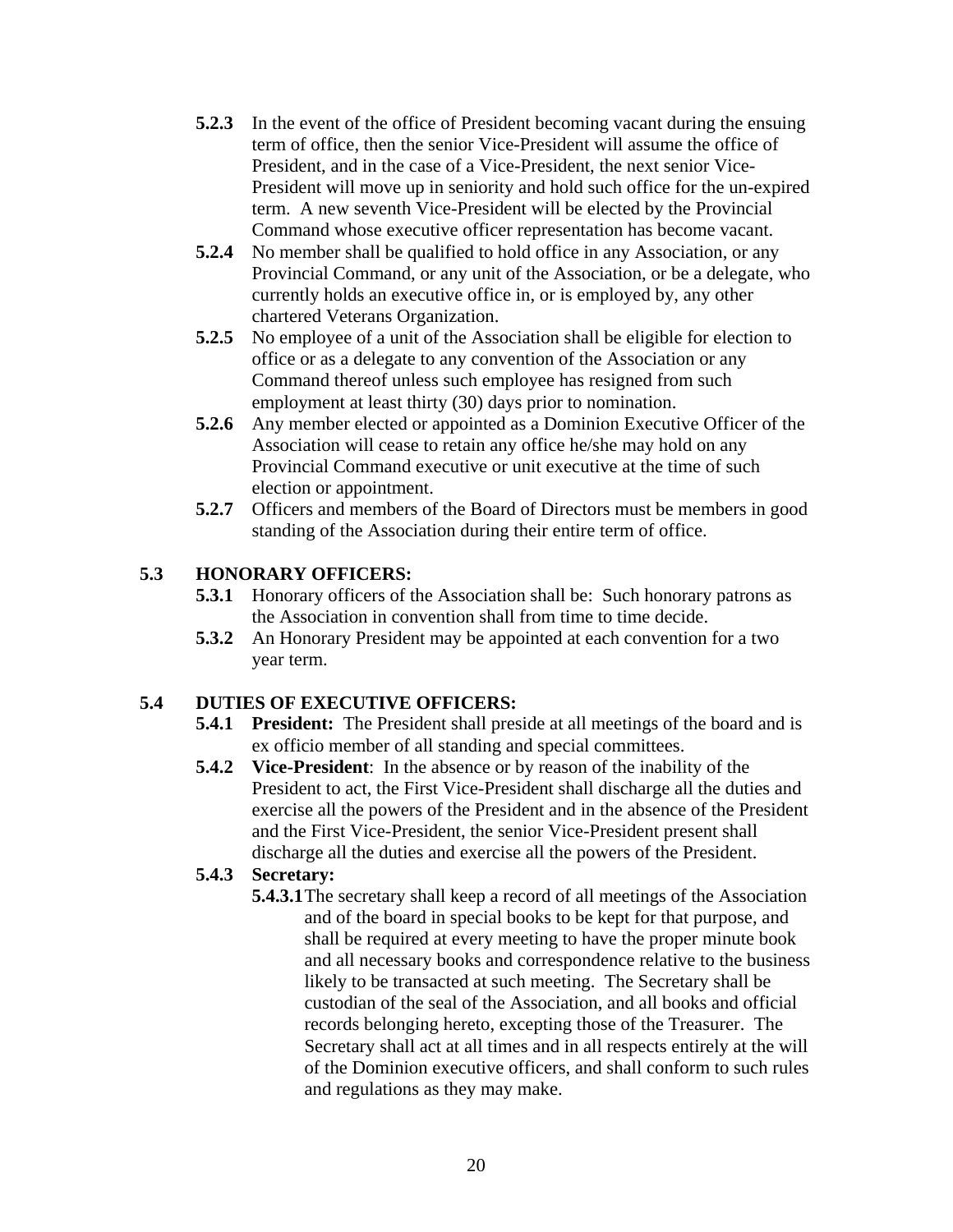**5.2.3** In the event of the office of President becoming vacant during the ensuing term of office, then the senior Vice-President will assume the office of President, and in the case of a Vice-President, the next senior Vice-President will move up in seniority and hold such office for the un-expired term. A new seventh Vice-President will be elected by the Provincial Command whose executive officer representation has become vacant.

**5.2.4** No member shall be qualified to hold office in any Association, or any Provincial Command, or any unit of the Association, or be a delegate, who currently holds an executive office in, or is employed by, any other chartered Veterans Organization.

**5.2.5** No employee of a unit of the Association shall be eligible for election to office or as a delegate to any convention of the Association or any Command thereof unless such employee has resigned from such employment at least thirty (30) days prior to nomination.

**5.2.6** Any member elected or appointed as a Dominion Executive Officer of the Association will cease to retain any office he/she may hold on any Provincial Command executive or unit executive at the time of such election or appointment.

**5.2.7** Officers and members of the Board of Directors must be members in good standing of the Association during their entire term of office.

## 5.3 HONORARY OFFICERS:

**5.3.1** Honorary officers of the Association shall be: Such honorary patrons as the Association in convention shall from time to time decide.

**5.3.2** An Honorary President may be appointed at each convention for a two year term.

## 5.4 DUTIES OF EXECUTIVE OFFICERS:

**5.4.1 President:** The President shall preside at all meetings of the board and is ex officio member of all standing and special committees.

**5.4.2 Vice-President**: In the absence or by reason of the inability of the President to act, the First Vice-President shall discharge all the duties and exercise all the powers of the President and in the absence of the President and the First Vice-President, the senior Vice-President present shall discharge all the duties and exercise all the powers of the President.

**5.4.3 Secretary:**

**5.4.3.1** The secretary shall keep a record of all meetings of the Association and of the board in special books to be kept for that purpose, and shall be required at every meeting to have the proper minute book and all necessary books and correspondence relative to the business likely to be transacted at such meeting. The Secretary shall be custodian of the seal of the Association, and all books and official records belonging hereto, excepting those of the Treasurer. The Secretary shall act at all times and in all respects entirely at the will of the Dominion executive officers, and shall conform to such rules and regulations as they may make.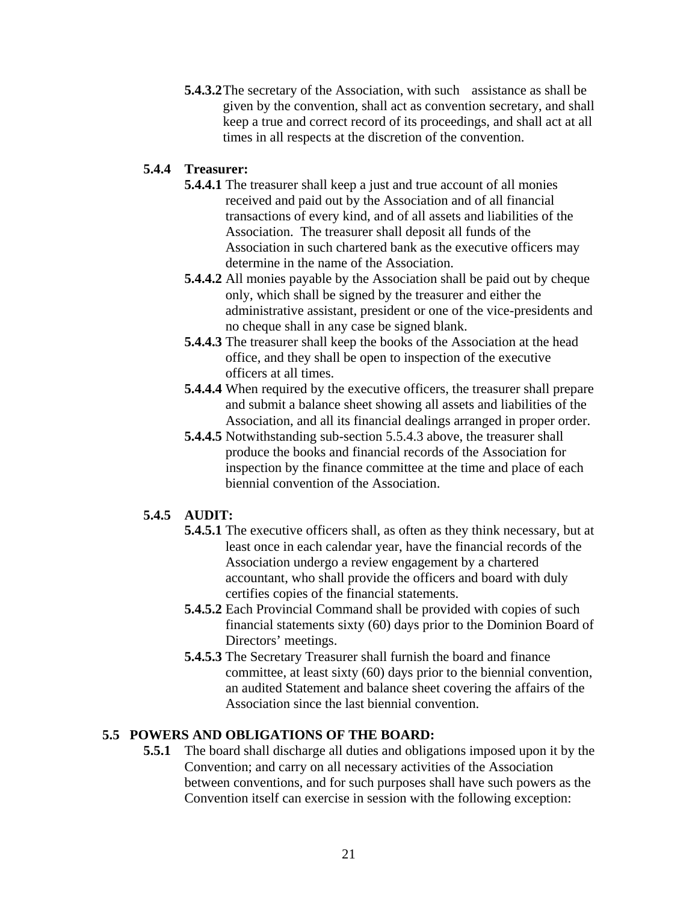**5.4.3.2** The secretary of the Association, with such assistance as shall be given by the convention, shall act as convention secretary, and shall keep a true and correct record of its proceedings, and shall act at all times in all respects at the discretion of the convention.

#### 5.4.4 Treasurer:

**5.4.4.1** The treasurer shall keep a just and true account of all monies received and paid out by the Association and of all financial transactions of every kind, and of all assets and liabilities of the Association. The treasurer shall deposit all funds of the Association in such chartered bank as the executive officers may determine in the name of the Association.

**5.4.4.2** All monies payable by the Association shall be paid out by cheque only, which shall be signed by the treasurer and either the administrative assistant, president or one of the vice-presidents and no cheque shall in any case be signed blank.

**5.4.4.3** The treasurer shall keep the books of the Association at the head office, and they shall be open to inspection of the executive officers at all times.

**5.4.4.4** When required by the executive officers, the treasurer shall prepare and submit a balance sheet showing all assets and liabilities of the Association, and all its financial dealings arranged in proper order.

**5.4.4.5** Notwithstanding sub-section 5.5.4.3 above, the treasurer shall produce the books and financial records of the Association for inspection by the finance committee at the time and place of each biennial convention of the Association.

#### 5.4.5 AUDIT:

**5.4.5.1** The executive officers shall, as often as they think necessary, but at least once in each calendar year, have the financial records of the Association undergo a review engagement by a chartered accountant, who shall provide the officers and board with duly certifies copies of the financial statements.

**5.4.5.2** Each Provincial Command shall be provided with copies of such financial statements sixty (60) days prior to the Dominion Board of Directors' meetings.

**5.4.5.3** The Secretary Treasurer shall furnish the board and finance committee, at least sixty (60) days prior to the biennial convention, an audited Statement and balance sheet covering the affairs of the Association since the last biennial convention.

### 5.5 POWERS AND OBLIGATIONS OF THE BOARD:

**5.5.1** The board shall discharge all duties and obligations imposed upon it by the Convention; and carry on all necessary activities of the Association between conventions, and for such purposes shall have such powers as the Convention itself can exercise in session with the following exception: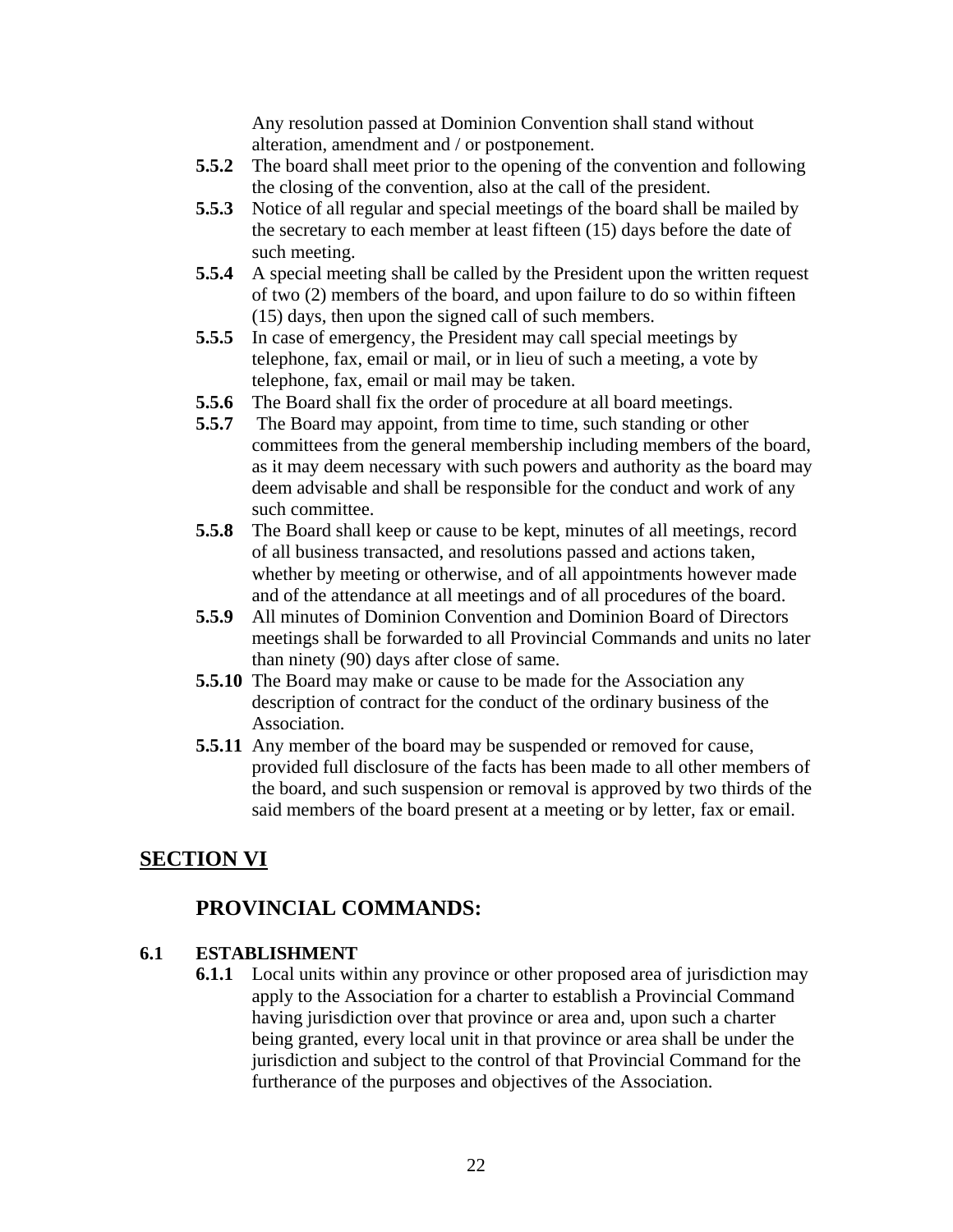Any resolution passed at Dominion Convention shall stand without alteration, amendment and / or postponement.

**5.5.2** The board shall meet prior to the opening of the convention and following the closing of the convention, also at the call of the president.

**5.5.3** Notice of all regular and special meetings of the board shall be mailed by the secretary to each member at least fifteen (15) days before the date of such meeting.

**5.5.4** A special meeting shall be called by the President upon the written request of two (2) members of the board, and upon failure to do so within fifteen (15) days, then upon the signed call of such members.

**5.5.5** In case of emergency, the President may call special meetings by telephone, fax, email or mail, or in lieu of such a meeting, a vote by telephone, fax, email or mail may be taken.

**5.5.6** The Board shall fix the order of procedure at all board meetings.

**5.5.7** The Board may appoint, from time to time, such standing or other committees from the general membership including members of the board, as it may deem necessary with such powers and authority as the board may deem advisable and shall be responsible for the conduct and work of any such committee.

**5.5.8** The Board shall keep or cause to be kept, minutes of all meetings, record of all business transacted, and resolutions passed and actions taken, whether by meeting or otherwise, and of all appointments however made and of the attendance at all meetings and of all procedures of the board.

**5.5.9** All minutes of Dominion Convention and Dominion Board of Directors meetings shall be forwarded to all Provincial Commands and units no later than ninety (90) days after close of same.

**5.5.10** The Board may make or cause to be made for the Association any description of contract for the conduct of the ordinary business of the Association.

**5.5.11** Any member of the board may be suspended or removed for cause, provided full disclosure of the facts has been made to all other members of the board, and such suspension or removal is approved by two thirds of the said members of the board present at a meeting or by letter, fax or email.

## SECTION VI

## PROVINCIAL COMMANDS:

### 6.1 ESTABLISHMENT

**6.1.1** Local units within any province or other proposed area of jurisdiction may apply to the Association for a charter to establish a Provincial Command having jurisdiction over that province or area and, upon such a charter being granted, every local unit in that province or area shall be under the jurisdiction and subject to the control of that Provincial Command for the furtherance of the purposes and objectives of the Association.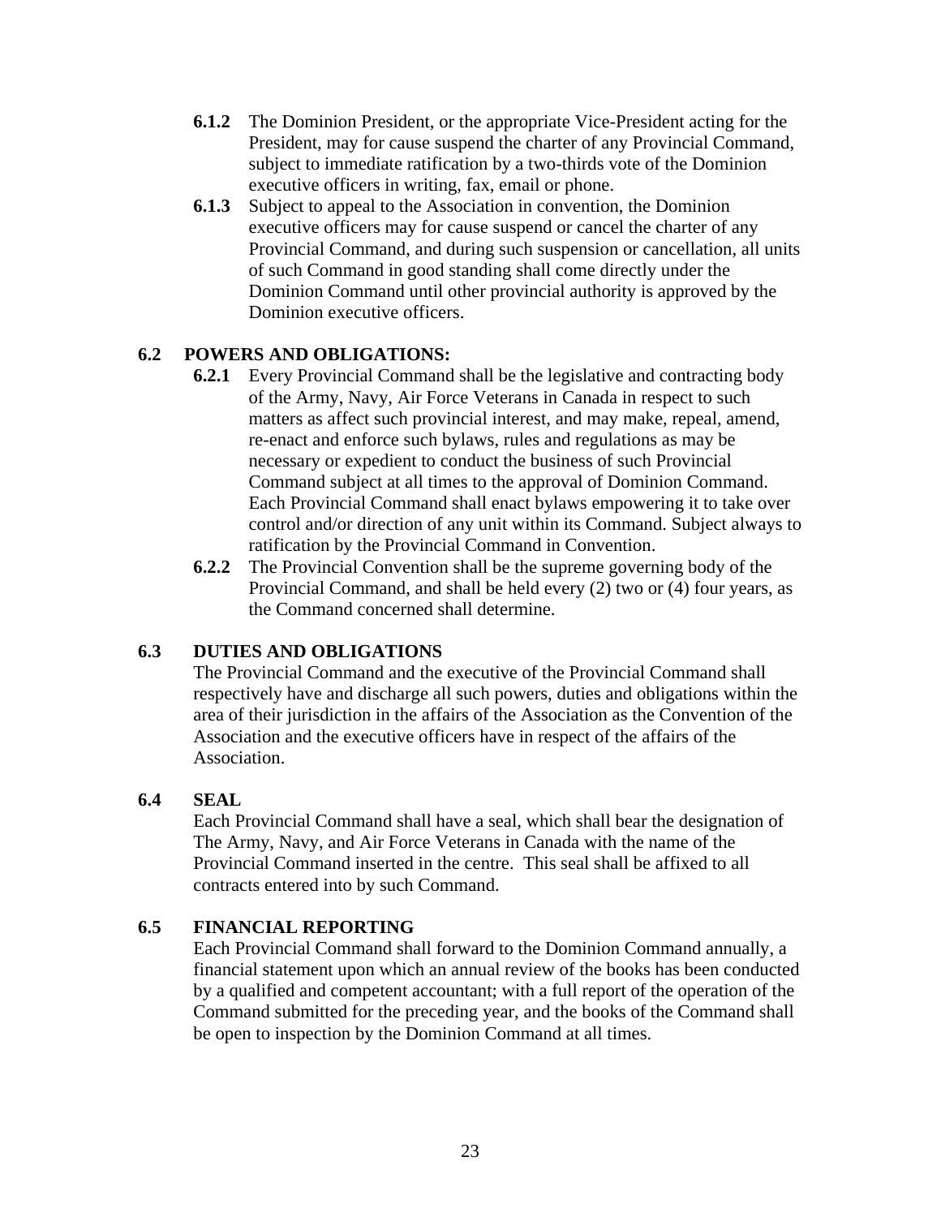**6.1.2** The Dominion President, or the appropriate Vice-President acting for the President, may for cause suspend the charter of any Provincial Command, subject to immediate ratification by a two-thirds vote of the Dominion executive officers in writing, fax, email or phone.

**6.1.3** Subject to appeal to the Association in convention, the Dominion executive officers may for cause suspend or cancel the charter of any Provincial Command, and during such suspension or cancellation, all units of such Command in good standing shall come directly under the Dominion Command until other provincial authority is approved by the Dominion executive officers.

## 6.2 POWERS AND OBLIGATIONS:

**6.2.1** Every Provincial Command shall be the legislative and contracting body of the Army, Navy, Air Force Veterans in Canada in respect to such matters as affect such provincial interest, and may make, repeal, amend, re-enact and enforce such bylaws, rules and regulations as may be necessary or expedient to conduct the business of such Provincial Command subject at all times to the approval of Dominion Command. Each Provincial Command shall enact bylaws empowering it to take over control and/or direction of any unit within its Command. Subject always to ratification by the Provincial Command in Convention.

**6.2.2** The Provincial Convention shall be the supreme governing body of the Provincial Command, and shall be held every (2) two or (4) four years, as the Command concerned shall determine.

## 6.3 DUTIES AND OBLIGATIONS

The Provincial Command and the executive of the Provincial Command shall respectively have and discharge all such powers, duties and obligations within the area of their jurisdiction in the affairs of the Association as the Convention of the Association and the executive officers have in respect of the affairs of the Association.

## 6.4 SEAL

Each Provincial Command shall have a seal, which shall bear the designation of The Army, Navy, and Air Force Veterans in Canada with the name of the Provincial Command inserted in the centre. This seal shall be affixed to all contracts entered into by such Command.

## 6.5 FINANCIAL REPORTING

Each Provincial Command shall forward to the Dominion Command annually, a financial statement upon which an annual review of the books has been conducted by a qualified and competent accountant; with a full report of the operation of the Command submitted for the preceding year, and the books of the Command shall be open to inspection by the Dominion Command at all times.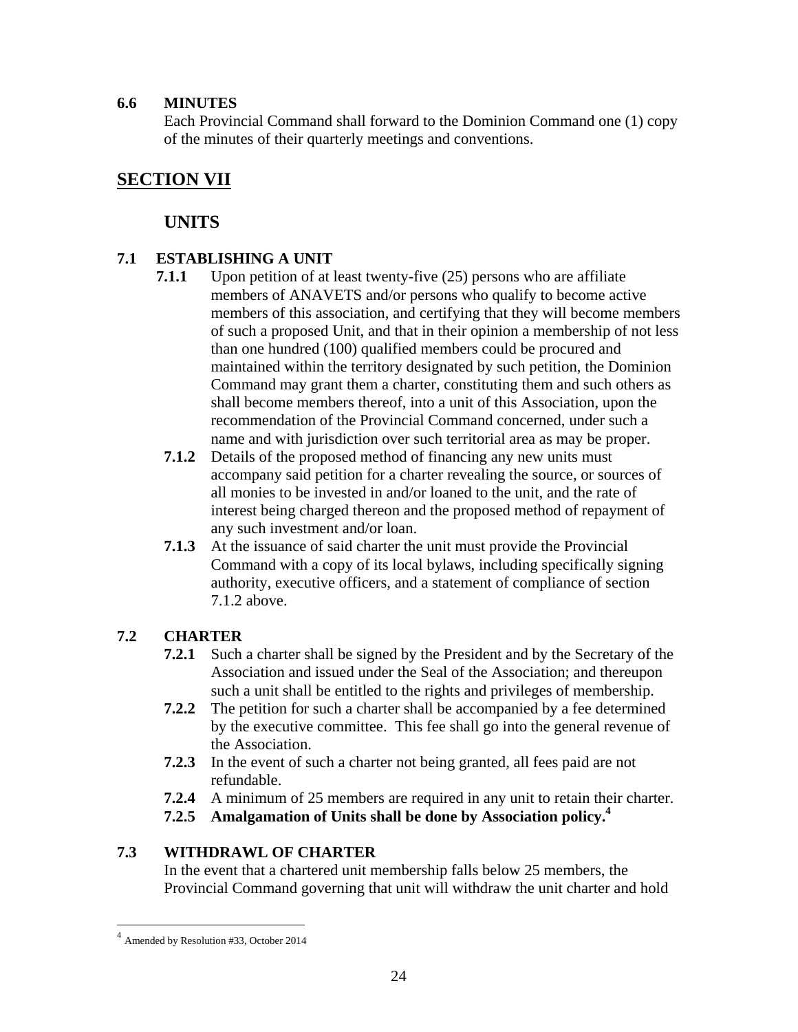**6.6 MINUTES**

Each Provincial Command shall forward to the Dominion Command one (1) copy of the minutes of their quarterly meetings and conventions.

## SECTION VII

## UNITS

### 7.1 ESTABLISHING A UNIT

**7.1.1** Upon petition of at least twenty-five (25) persons who are affiliate members of ANAVETS and/or persons who qualify to become active members of this association, and certifying that they will become members of such a proposed Unit, and that in their opinion a membership of not less than one hundred (100) qualified members could be procured and maintained within the territory designated by such petition, the Dominion Command may grant them a charter, constituting them and such others as shall become members thereof, into a unit of this Association, upon the recommendation of the Provincial Command concerned, under such a name and with jurisdiction over such territorial area as may be proper.

**7.1.2** Details of the proposed method of financing any new units must accompany said petition for a charter revealing the source, or sources of all monies to be invested in and/or loaned to the unit, and the rate of interest being charged thereon and the proposed method of repayment of any such investment and/or loan.

**7.1.3** At the issuance of said charter the unit must provide the Provincial Command with a copy of its local bylaws, including specifically signing authority, executive officers, and a statement of compliance of section 7.1.2 above.

### 7.2 CHARTER

**7.2.1** Such a charter shall be signed by the President and by the Secretary of the Association and issued under the Seal of the Association; and thereupon such a unit shall be entitled to the rights and privileges of membership.

**7.2.2** The petition for such a charter shall be accompanied by a fee determined by the executive committee. This fee shall go into the general revenue of the Association.

**7.2.3** In the event of such a charter not being granted, all fees paid are not refundable.

**7.2.4** A minimum of 25 members are required in any unit to retain their charter.

**7.2.5 Amalgamation of Units shall be done by Association policy.[4]**

### 7.3 WITHDRAWL OF CHARTER

In the event that a chartered unit membership falls below 25 members, the Provincial Command governing that unit will withdraw the unit charter and hold

[4] Amended by Resolution #33, October 2014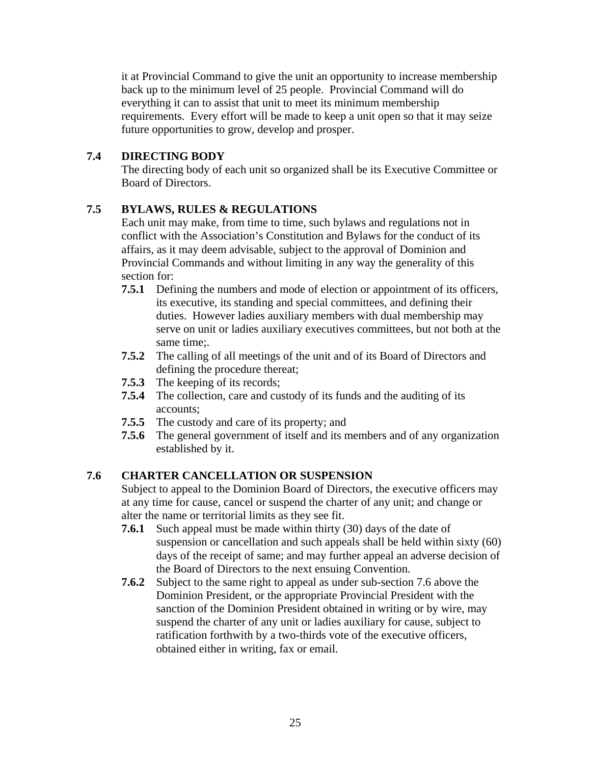it at Provincial Command to give the unit an opportunity to increase membership back up to the minimum level of 25 people. Provincial Command will do everything it can to assist that unit to meet its minimum membership requirements. Every effort will be made to keep a unit open so that it may seize future opportunities to grow, develop and prosper.

### 7.4 DIRECTING BODY

The directing body of each unit so organized shall be its Executive Committee or Board of Directors.

### 7.5 BYLAWS, RULES & REGULATIONS

Each unit may make, from time to time, such bylaws and regulations not in conflict with the Association's Constitution and Bylaws for the conduct of its affairs, as it may deem advisable, subject to the approval of Dominion and Provincial Commands and without limiting in any way the generality of this section for:

- **7.5.1** Defining the numbers and mode of election or appointment of its officers, its executive, its standing and special committees, and defining their duties. However ladies auxiliary members with dual membership may serve on unit or ladies auxiliary executives committees, but not both at the same time;.
- **7.5.2** The calling of all meetings of the unit and of its Board of Directors and defining the procedure thereat;
- **7.5.3** The keeping of its records;
- **7.5.4** The collection, care and custody of its funds and the auditing of its accounts;
- **7.5.5** The custody and care of its property; and
- **7.5.6** The general government of itself and its members and of any organization established by it.

### 7.6 CHARTER CANCELLATION OR SUSPENSION

Subject to appeal to the Dominion Board of Directors, the executive officers may at any time for cause, cancel or suspend the charter of any unit; and change or alter the name or territorial limits as they see fit.

- **7.6.1** Such appeal must be made within thirty (30) days of the date of suspension or cancellation and such appeals shall be held within sixty (60) days of the receipt of same; and may further appeal an adverse decision of the Board of Directors to the next ensuing Convention.
- **7.6.2** Subject to the same right to appeal as under sub-section 7.6 above the Dominion President, or the appropriate Provincial President with the sanction of the Dominion President obtained in writing or by wire, may suspend the charter of any unit or ladies auxiliary for cause, subject to ratification forthwith by a two-thirds vote of the executive officers, obtained either in writing, fax or email.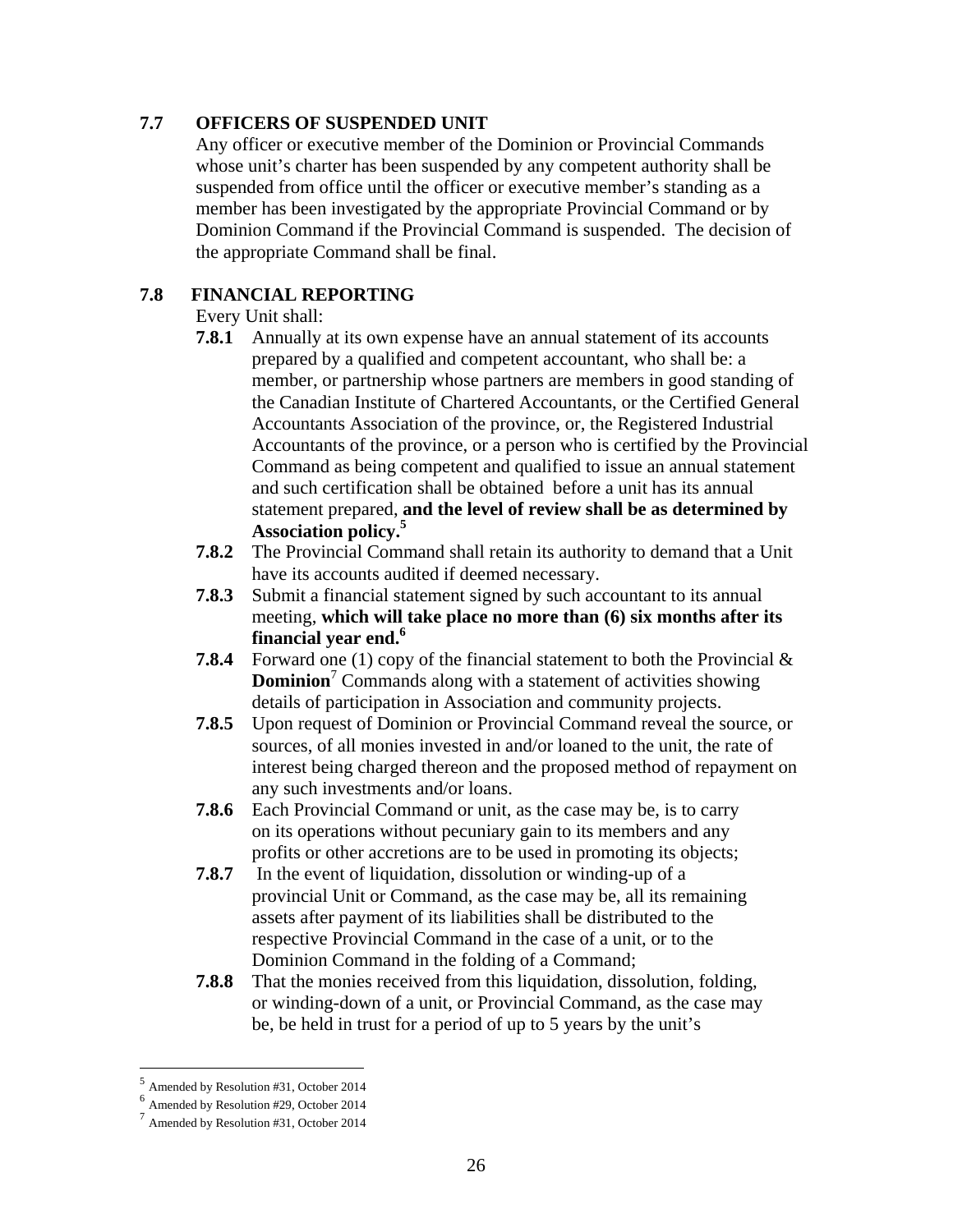## 7.7 OFFICERS OF SUSPENDED UNIT

Any officer or executive member of the Dominion or Provincial Commands whose unit's charter has been suspended by any competent authority shall be suspended from office until the officer or executive member's standing as a member has been investigated by the appropriate Provincial Command or by Dominion Command if the Provincial Command is suspended. The decision of the appropriate Command shall be final.

## 7.8 FINANCIAL REPORTING

Every Unit shall:

**7.8.1** Annually at its own expense have an annual statement of its accounts prepared by a qualified and competent accountant, who shall be: a member, or partnership whose partners are members in good standing of the Canadian Institute of Chartered Accountants, or the Certified General Accountants Association of the province, or, the Registered Industrial Accountants of the province, or a person who is certified by the Provincial Command as being competent and qualified to issue an annual statement and such certification shall be obtained before a unit has its annual statement prepared, **and the level of review shall be as determined by Association policy.**[5]

**7.8.2** The Provincial Command shall retain its authority to demand that a Unit have its accounts audited if deemed necessary.

**7.8.3** Submit a financial statement signed by such accountant to its annual meeting, **which will take place no more than (6) six months after its financial year end.**[6]

**7.8.4** Forward one (1) copy of the financial statement to both the Provincial & **Dominion**[7] Commands along with a statement of activities showing details of participation in Association and community projects.

**7.8.5** Upon request of Dominion or Provincial Command reveal the source, or sources, of all monies invested in and/or loaned to the unit, the rate of interest being charged thereon and the proposed method of repayment on any such investments and/or loans.

**7.8.6** Each Provincial Command or unit, as the case may be, is to carry on its operations without pecuniary gain to its members and any profits or other accretions are to be used in promoting its objects;

**7.8.7** In the event of liquidation, dissolution or winding-up of a provincial Unit or Command, as the case may be, all its remaining assets after payment of its liabilities shall be distributed to the respective Provincial Command in the case of a unit, or to the Dominion Command in the folding of a Command;

**7.8.8** That the monies received from this liquidation, dissolution, folding, or winding-down of a unit, or Provincial Command, as the case may be, be held in trust for a period of up to 5 years by the unit's

---

[5] Amended by Resolution #31, October 2014

[6] Amended by Resolution #29, October 2014

[7] Amended by Resolution #31, October 2014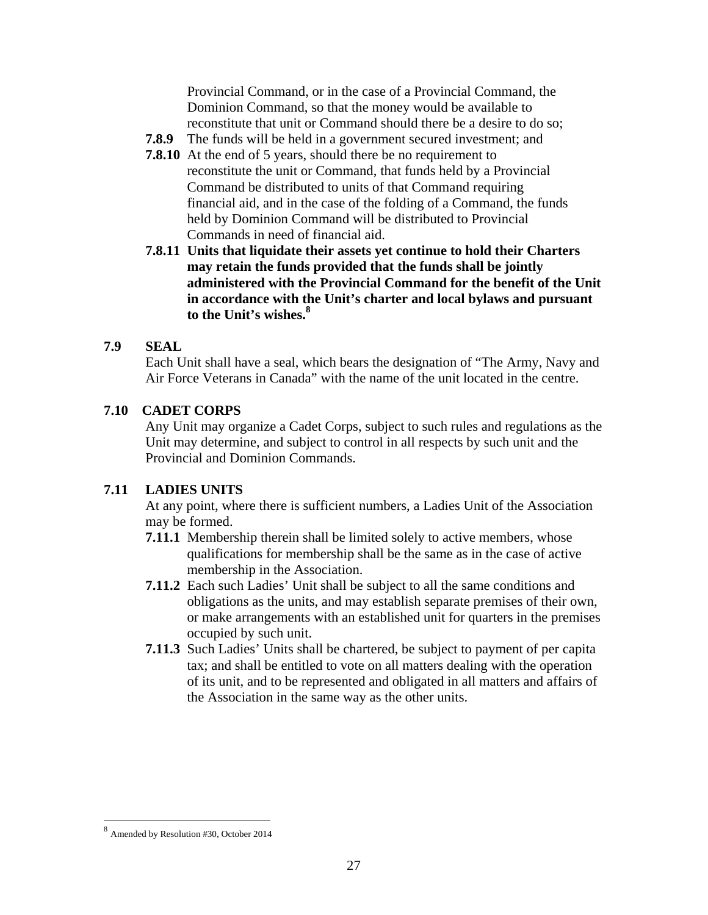Provincial Command, or in the case of a Provincial Command, the Dominion Command, so that the money would be available to reconstitute that unit or Command should there be a desire to do so;

**7.8.9** The funds will be held in a government secured investment; and

**7.8.10** At the end of 5 years, should there be no requirement to reconstitute the unit or Command, that funds held by a Provincial Command be distributed to units of that Command requiring financial aid, and in the case of the folding of a Command, the funds held by Dominion Command will be distributed to Provincial Commands in need of financial aid.

**7.8.11 Units that liquidate their assets yet continue to hold their Charters may retain the funds provided that the funds shall be jointly administered with the Provincial Command for the benefit of the Unit in accordance with the Unit's charter and local bylaws and pursuant to the Unit's wishes.**[8]

## 7.9 SEAL

Each Unit shall have a seal, which bears the designation of "The Army, Navy and Air Force Veterans in Canada" with the name of the unit located in the centre.

## 7.10 CADET CORPS

Any Unit may organize a Cadet Corps, subject to such rules and regulations as the Unit may determine, and subject to control in all respects by such unit and the Provincial and Dominion Commands.

## 7.11 LADIES UNITS

At any point, where there is sufficient numbers, a Ladies Unit of the Association may be formed.

**7.11.1** Membership therein shall be limited solely to active members, whose qualifications for membership shall be the same as in the case of active membership in the Association.

**7.11.2** Each such Ladies' Unit shall be subject to all the same conditions and obligations as the units, and may establish separate premises of their own, or make arrangements with an established unit for quarters in the premises occupied by such unit.

**7.11.3** Such Ladies' Units shall be chartered, be subject to payment of per capita tax; and shall be entitled to vote on all matters dealing with the operation of its unit, and to be represented and obligated in all matters and affairs of the Association in the same way as the other units.

---

[8] Amended by Resolution #30, October 2014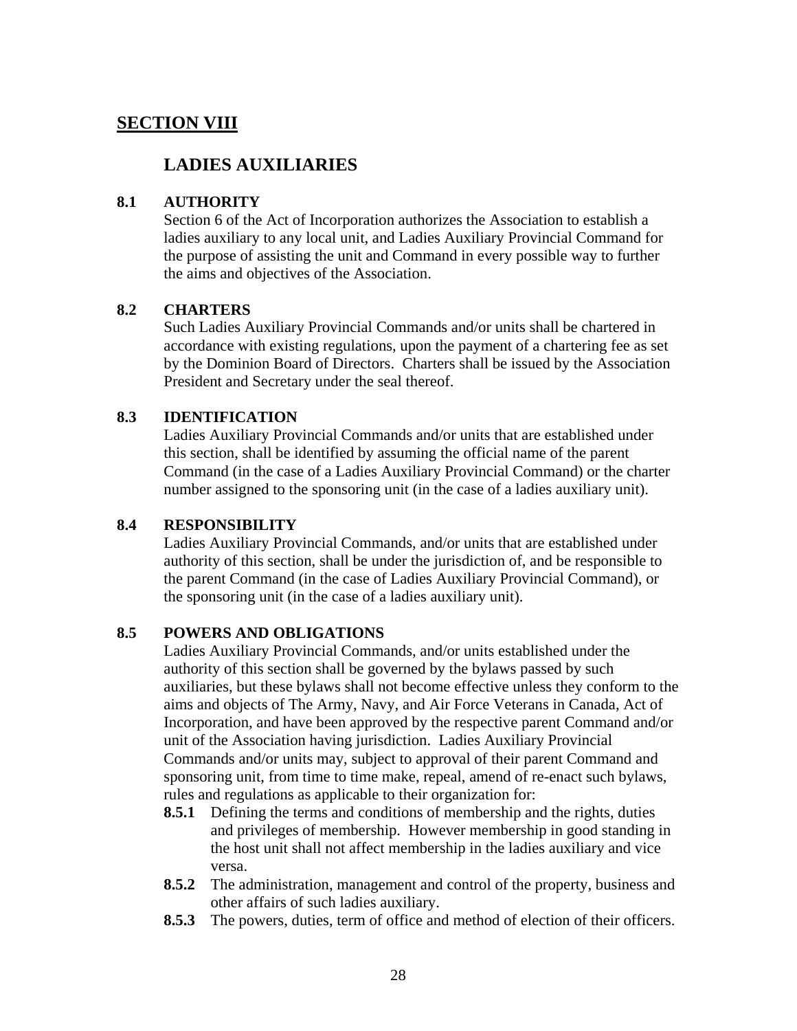## SECTION VIII

### LADIES AUXILIARIES

**8.1 AUTHORITY**

Section 6 of the Act of Incorporation authorizes the Association to establish a ladies auxiliary to any local unit, and Ladies Auxiliary Provincial Command for the purpose of assisting the unit and Command in every possible way to further the aims and objectives of the Association.

**8.2 CHARTERS**

Such Ladies Auxiliary Provincial Commands and/or units shall be chartered in accordance with existing regulations, upon the payment of a chartering fee as set by the Dominion Board of Directors. Charters shall be issued by the Association President and Secretary under the seal thereof.

**8.3 IDENTIFICATION**

Ladies Auxiliary Provincial Commands and/or units that are established under this section, shall be identified by assuming the official name of the parent Command (in the case of a Ladies Auxiliary Provincial Command) or the charter number assigned to the sponsoring unit (in the case of a ladies auxiliary unit).

**8.4 RESPONSIBILITY**

Ladies Auxiliary Provincial Commands, and/or units that are established under authority of this section, shall be under the jurisdiction of, and be responsible to the parent Command (in the case of Ladies Auxiliary Provincial Command), or the sponsoring unit (in the case of a ladies auxiliary unit).

**8.5 POWERS AND OBLIGATIONS**

Ladies Auxiliary Provincial Commands, and/or units established under the authority of this section shall be governed by the bylaws passed by such auxiliaries, but these bylaws shall not become effective unless they conform to the aims and objects of The Army, Navy, and Air Force Veterans in Canada, Act of Incorporation, and have been approved by the respective parent Command and/or unit of the Association having jurisdiction. Ladies Auxiliary Provincial Commands and/or units may, subject to approval of their parent Command and sponsoring unit, from time to time make, repeal, amend of re-enact such bylaws, rules and regulations as applicable to their organization for:

- **8.5.1** Defining the terms and conditions of membership and the rights, duties and privileges of membership. However membership in good standing in the host unit shall not affect membership in the ladies auxiliary and vice versa.
- **8.5.2** The administration, management and control of the property, business and other affairs of such ladies auxiliary.
- **8.5.3** The powers, duties, term of office and method of election of their officers.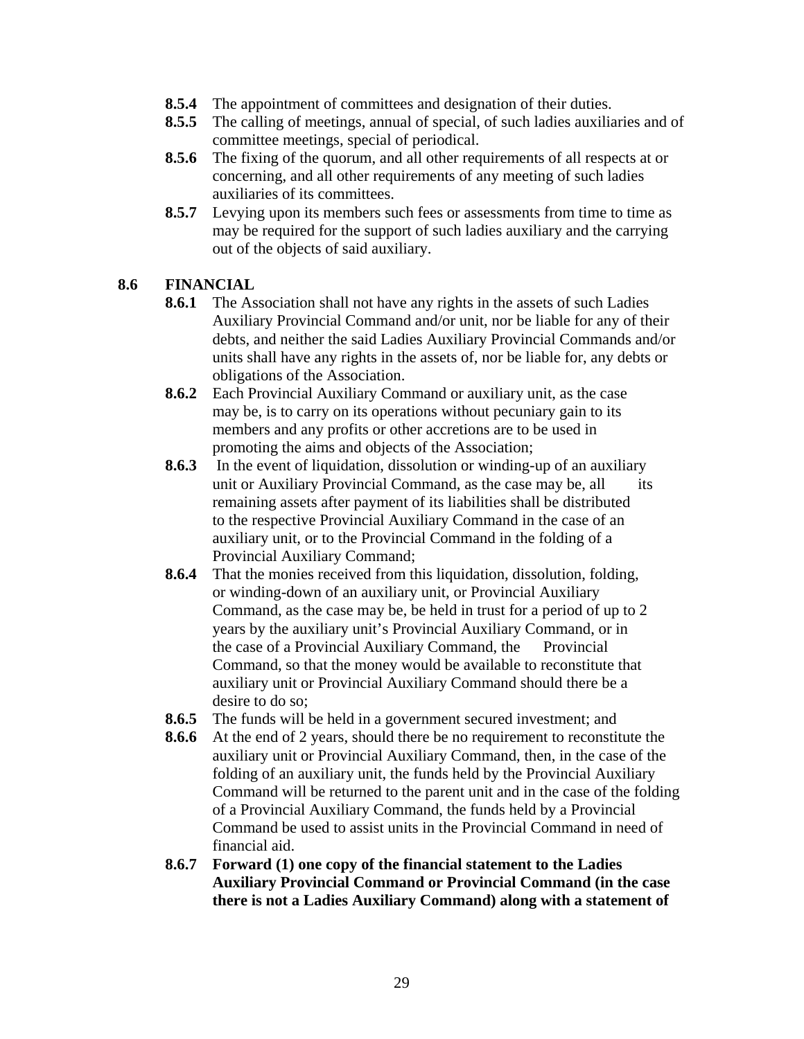**8.5.4** The appointment of committees and designation of their duties.

**8.5.5** The calling of meetings, annual of special, of such ladies auxiliaries and of committee meetings, special of periodical.

**8.5.6** The fixing of the quorum, and all other requirements of all respects at or concerning, and all other requirements of any meeting of such ladies auxiliaries of its committees.

**8.5.7** Levying upon its members such fees or assessments from time to time as may be required for the support of such ladies auxiliary and the carrying out of the objects of said auxiliary.

**8.6 FINANCIAL**

**8.6.1** The Association shall not have any rights in the assets of such Ladies Auxiliary Provincial Command and/or unit, nor be liable for any of their debts, and neither the said Ladies Auxiliary Provincial Commands and/or units shall have any rights in the assets of, nor be liable for, any debts or obligations of the Association.

**8.6.2** Each Provincial Auxiliary Command or auxiliary unit, as the case may be, is to carry on its operations without pecuniary gain to its members and any profits or other accretions are to be used in promoting the aims and objects of the Association;

**8.6.3** In the event of liquidation, dissolution or winding-up of an auxiliary unit or Auxiliary Provincial Command, as the case may be, all its remaining assets after payment of its liabilities shall be distributed to the respective Provincial Auxiliary Command in the case of an auxiliary unit, or to the Provincial Command in the folding of a Provincial Auxiliary Command;

**8.6.4** That the monies received from this liquidation, dissolution, folding, or winding-down of an auxiliary unit, or Provincial Auxiliary Command, as the case may be, be held in trust for a period of up to 2 years by the auxiliary unit's Provincial Auxiliary Command, or in the case of a Provincial Auxiliary Command, the Provincial Command, so that the money would be available to reconstitute that auxiliary unit or Provincial Auxiliary Command should there be a desire to do so;

**8.6.5** The funds will be held in a government secured investment; and

**8.6.6** At the end of 2 years, should there be no requirement to reconstitute the auxiliary unit or Provincial Auxiliary Command, then, in the case of the folding of an auxiliary unit, the funds held by the Provincial Auxiliary Command will be returned to the parent unit and in the case of the folding of a Provincial Auxiliary Command, the funds held by a Provincial Command be used to assist units in the Provincial Command in need of financial aid.

**8.6.7** **Forward (1) one copy of the financial statement to the Ladies Auxiliary Provincial Command or Provincial Command (in the case there is not a Ladies Auxiliary Command) along with a statement of**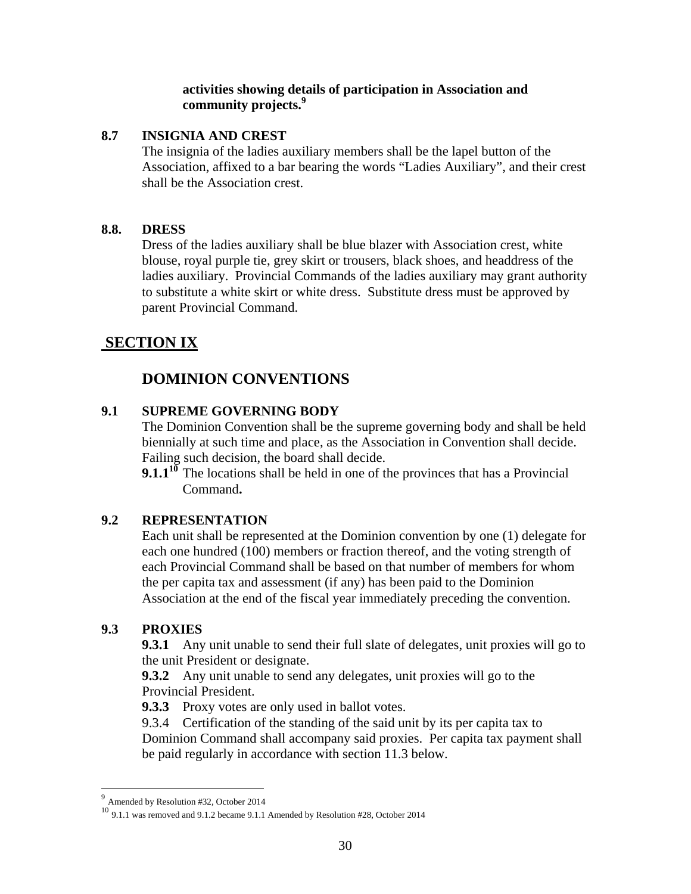**activities showing details of participation in Association and community projects.**[9]

### 8.7 INSIGNIA AND CREST

The insignia of the ladies auxiliary members shall be the lapel button of the Association, affixed to a bar bearing the words "Ladies Auxiliary", and their crest shall be the Association crest.

### 8.8. DRESS

Dress of the ladies auxiliary shall be blue blazer with Association crest, white blouse, royal purple tie, grey skirt or trousers, black shoes, and headdress of the ladies auxiliary. Provincial Commands of the ladies auxiliary may grant authority to substitute a white skirt or white dress. Substitute dress must be approved by parent Provincial Command.

# SECTION IX

## DOMINION CONVENTIONS

### 9.1 SUPREME GOVERNING BODY

The Dominion Convention shall be the supreme governing body and shall be held biennially at such time and place, as the Association in Convention shall decide. Failing such decision, the board shall decide.

**9.1.1**[10] The locations shall be held in one of the provinces that has a Provincial Command**.**

### 9.2 REPRESENTATION

Each unit shall be represented at the Dominion convention by one (1) delegate for each one hundred (100) members or fraction thereof, and the voting strength of each Provincial Command shall be based on that number of members for whom the per capita tax and assessment (if any) has been paid to the Dominion Association at the end of the fiscal year immediately preceding the convention.

### 9.3 PROXIES

**9.3.1** Any unit unable to send their full slate of delegates, unit proxies will go to the unit President or designate.

**9.3.2** Any unit unable to send any delegates, unit proxies will go to the Provincial President.

**9.3.3** Proxy votes are only used in ballot votes.

9.3.4 Certification of the standing of the said unit by its per capita tax to Dominion Command shall accompany said proxies. Per capita tax payment shall be paid regularly in accordance with section 11.3 below.

---

[9] Amended by Resolution #32, October 2014

[10] 9.1.1 was removed and 9.1.2 became 9.1.1 Amended by Resolution #28, October 2014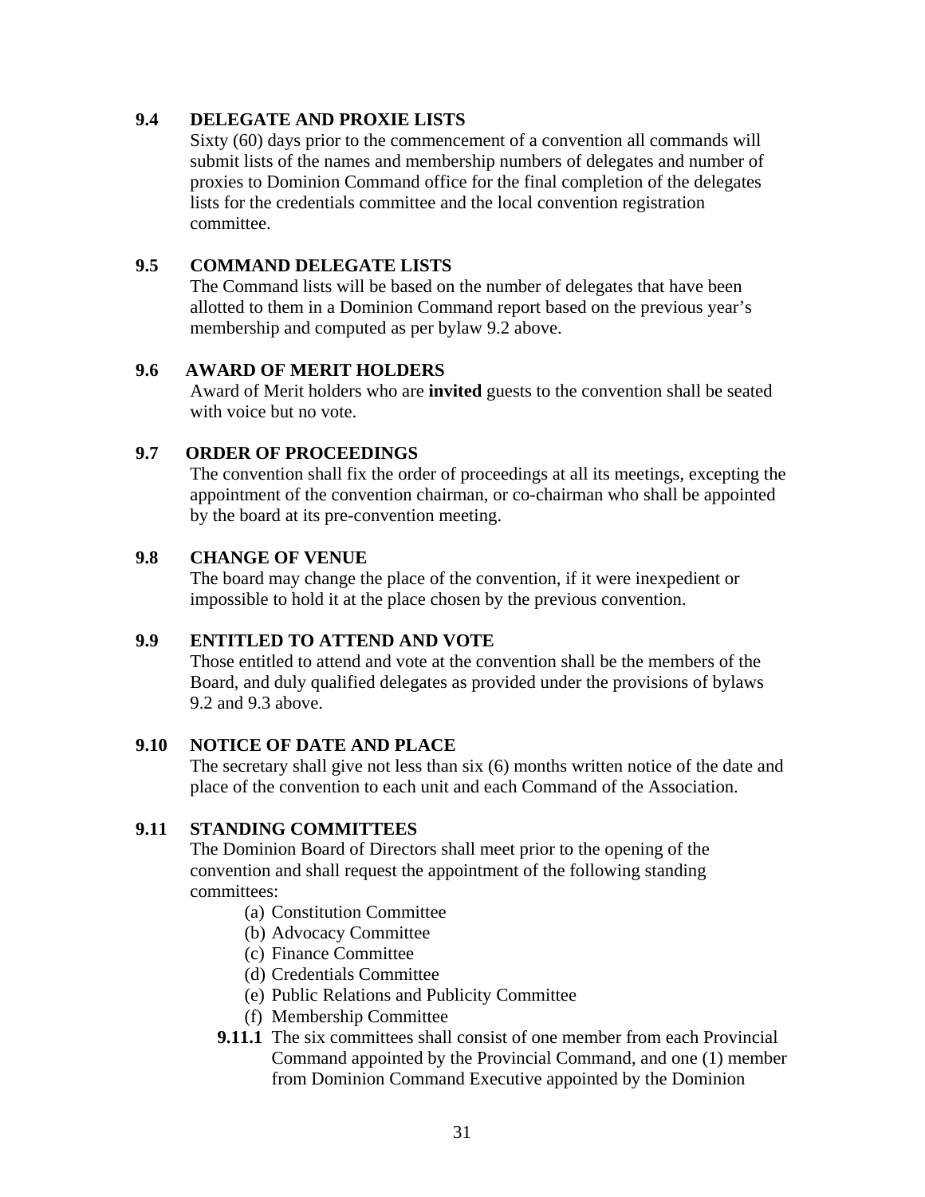### 9.4 DELEGATE AND PROXIE LISTS

Sixty (60) days prior to the commencement of a convention all commands will submit lists of the names and membership numbers of delegates and number of proxies to Dominion Command office for the final completion of the delegates lists for the credentials committee and the local convention registration committee.

### 9.5 COMMAND DELEGATE LISTS

The Command lists will be based on the number of delegates that have been allotted to them in a Dominion Command report based on the previous year's membership and computed as per bylaw 9.2 above.

### 9.6 AWARD OF MERIT HOLDERS

Award of Merit holders who are **invited** guests to the convention shall be seated with voice but no vote.

### 9.7 ORDER OF PROCEEDINGS

The convention shall fix the order of proceedings at all its meetings, excepting the appointment of the convention chairman, or co-chairman who shall be appointed by the board at its pre-convention meeting.

### 9.8 CHANGE OF VENUE

The board may change the place of the convention, if it were inexpedient or impossible to hold it at the place chosen by the previous convention.

### 9.9 ENTITLED TO ATTEND AND VOTE

Those entitled to attend and vote at the convention shall be the members of the Board, and duly qualified delegates as provided under the provisions of bylaws 9.2 and 9.3 above.

### 9.10 NOTICE OF DATE AND PLACE

The secretary shall give not less than six (6) months written notice of the date and place of the convention to each unit and each Command of the Association.

### 9.11 STANDING COMMITTEES

The Dominion Board of Directors shall meet prior to the opening of the convention and shall request the appointment of the following standing committees:

(a) Constitution Committee
(b) Advocacy Committee
(c) Finance Committee
(d) Credentials Committee
(e) Public Relations and Publicity Committee
(f) Membership Committee

**9.11.1** The six committees shall consist of one member from each Provincial Command appointed by the Provincial Command, and one (1) member from Dominion Command Executive appointed by the Dominion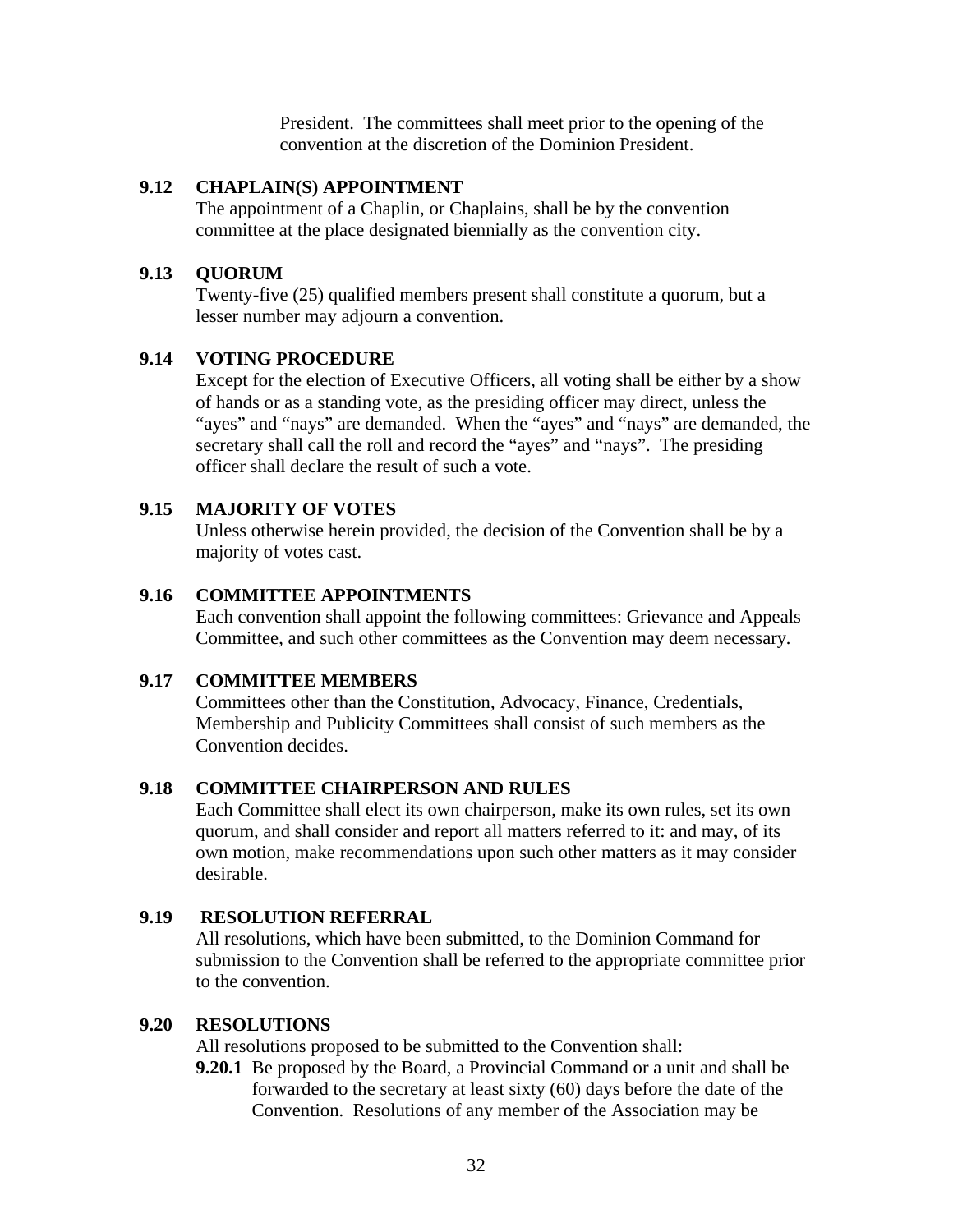President. The committees shall meet prior to the opening of the convention at the discretion of the Dominion President.

### 9.12 CHAPLAIN(S) APPOINTMENT

The appointment of a Chaplin, or Chaplains, shall be by the convention committee at the place designated biennially as the convention city.

### 9.13 QUORUM

Twenty-five (25) qualified members present shall constitute a quorum, but a lesser number may adjourn a convention.

### 9.14 VOTING PROCEDURE

Except for the election of Executive Officers, all voting shall be either by a show of hands or as a standing vote, as the presiding officer may direct, unless the "ayes" and "nays" are demanded. When the "ayes" and "nays" are demanded, the secretary shall call the roll and record the "ayes" and "nays". The presiding officer shall declare the result of such a vote.

### 9.15 MAJORITY OF VOTES

Unless otherwise herein provided, the decision of the Convention shall be by a majority of votes cast.

### 9.16 COMMITTEE APPOINTMENTS

Each convention shall appoint the following committees: Grievance and Appeals Committee, and such other committees as the Convention may deem necessary.

### 9.17 COMMITTEE MEMBERS

Committees other than the Constitution, Advocacy, Finance, Credentials, Membership and Publicity Committees shall consist of such members as the Convention decides.

### 9.18 COMMITTEE CHAIRPERSON AND RULES

Each Committee shall elect its own chairperson, make its own rules, set its own quorum, and shall consider and report all matters referred to it: and may, of its own motion, make recommendations upon such other matters as it may consider desirable.

### 9.19 RESOLUTION REFERRAL

All resolutions, which have been submitted, to the Dominion Command for submission to the Convention shall be referred to the appropriate committee prior to the convention.

### 9.20 RESOLUTIONS

All resolutions proposed to be submitted to the Convention shall:

**9.20.1** Be proposed by the Board, a Provincial Command or a unit and shall be forwarded to the secretary at least sixty (60) days before the date of the Convention. Resolutions of any member of the Association may be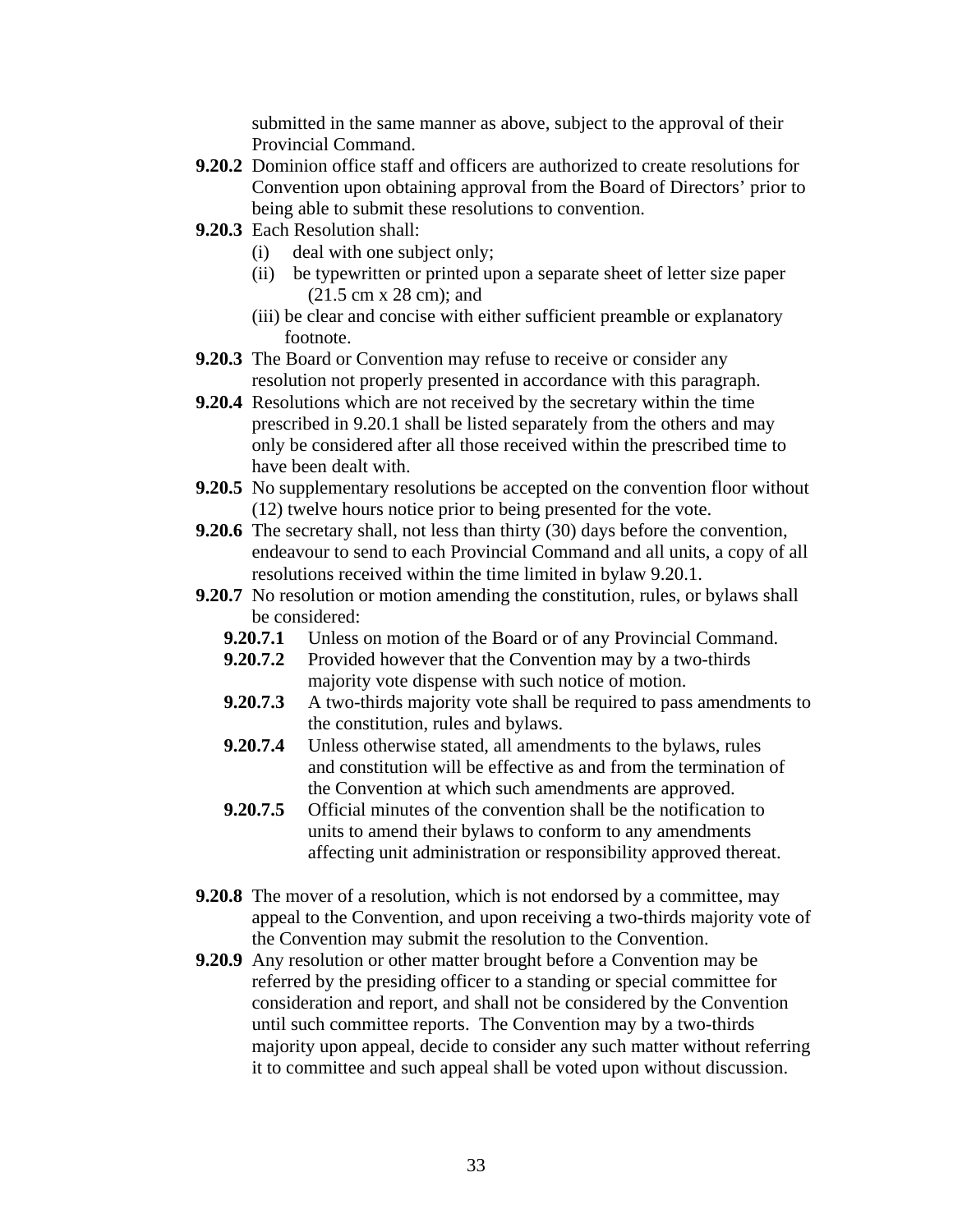submitted in the same manner as above, subject to the approval of their Provincial Command.

**9.20.2** Dominion office staff and officers are authorized to create resolutions for Convention upon obtaining approval from the Board of Directors' prior to being able to submit these resolutions to convention.

**9.20.3** Each Resolution shall:

- (i) deal with one subject only;
- (ii) be typewritten or printed upon a separate sheet of letter size paper (21.5 cm x 28 cm); and
- (iii) be clear and concise with either sufficient preamble or explanatory footnote.

**9.20.3** The Board or Convention may refuse to receive or consider any resolution not properly presented in accordance with this paragraph.

**9.20.4** Resolutions which are not received by the secretary within the time prescribed in 9.20.1 shall be listed separately from the others and may only be considered after all those received within the prescribed time to have been dealt with.

**9.20.5** No supplementary resolutions be accepted on the convention floor without (12) twelve hours notice prior to being presented for the vote.

**9.20.6** The secretary shall, not less than thirty (30) days before the convention, endeavour to send to each Provincial Command and all units, a copy of all resolutions received within the time limited in bylaw 9.20.1.

**9.20.7** No resolution or motion amending the constitution, rules, or bylaws shall be considered:

**9.20.7.1** Unless on motion of the Board or of any Provincial Command.

**9.20.7.2** Provided however that the Convention may by a two-thirds majority vote dispense with such notice of motion.

**9.20.7.3** A two-thirds majority vote shall be required to pass amendments to the constitution, rules and bylaws.

**9.20.7.4** Unless otherwise stated, all amendments to the bylaws, rules and constitution will be effective as and from the termination of the Convention at which such amendments are approved.

**9.20.7.5** Official minutes of the convention shall be the notification to units to amend their bylaws to conform to any amendments affecting unit administration or responsibility approved thereat.

**9.20.8** The mover of a resolution, which is not endorsed by a committee, may appeal to the Convention, and upon receiving a two-thirds majority vote of the Convention may submit the resolution to the Convention.

**9.20.9** Any resolution or other matter brought before a Convention may be referred by the presiding officer to a standing or special committee for consideration and report, and shall not be considered by the Convention until such committee reports. The Convention may by a two-thirds majority upon appeal, decide to consider any such matter without referring it to committee and such appeal shall be voted upon without discussion.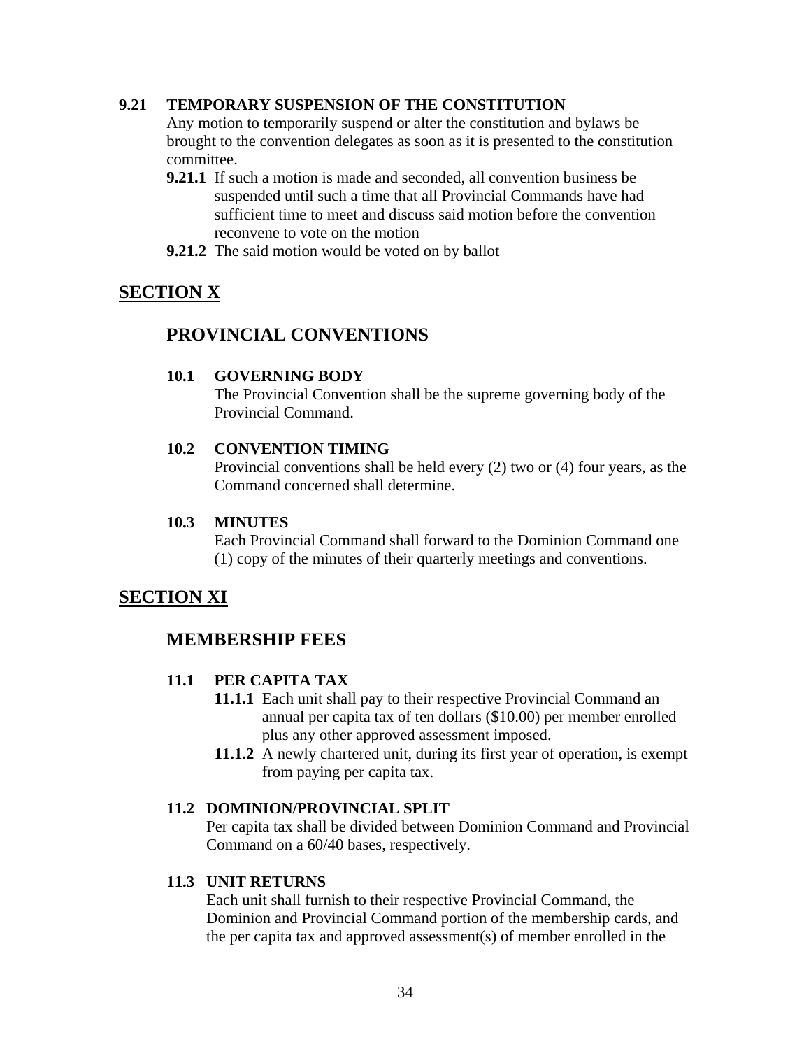**9.21 TEMPORARY SUSPENSION OF THE CONSTITUTION**

Any motion to temporarily suspend or alter the constitution and bylaws be brought to the convention delegates as soon as it is presented to the constitution committee.

- **9.21.1** If such a motion is made and seconded, all convention business be suspended until such a time that all Provincial Commands have had sufficient time to meet and discuss said motion before the convention reconvene to vote on the motion
- **9.21.2** The said motion would be voted on by ballot

## SECTION X

## PROVINCIAL CONVENTIONS

**10.1 GOVERNING BODY**

The Provincial Convention shall be the supreme governing body of the Provincial Command.

**10.2 CONVENTION TIMING**

Provincial conventions shall be held every (2) two or (4) four years, as the Command concerned shall determine.

**10.3 MINUTES**

Each Provincial Command shall forward to the Dominion Command one (1) copy of the minutes of their quarterly meetings and conventions.

## SECTION XI

## MEMBERSHIP FEES

**11.1 PER CAPITA TAX**

- **11.1.1** Each unit shall pay to their respective Provincial Command an annual per capita tax of ten dollars ($10.00) per member enrolled plus any other approved assessment imposed.
- **11.1.2** A newly chartered unit, during its first year of operation, is exempt from paying per capita tax.

**11.2 DOMINION/PROVINCIAL SPLIT**

Per capita tax shall be divided between Dominion Command and Provincial Command on a 60/40 bases, respectively.

**11.3 UNIT RETURNS**

Each unit shall furnish to their respective Provincial Command, the Dominion and Provincial Command portion of the membership cards, and the per capita tax and approved assessment(s) of member enrolled in the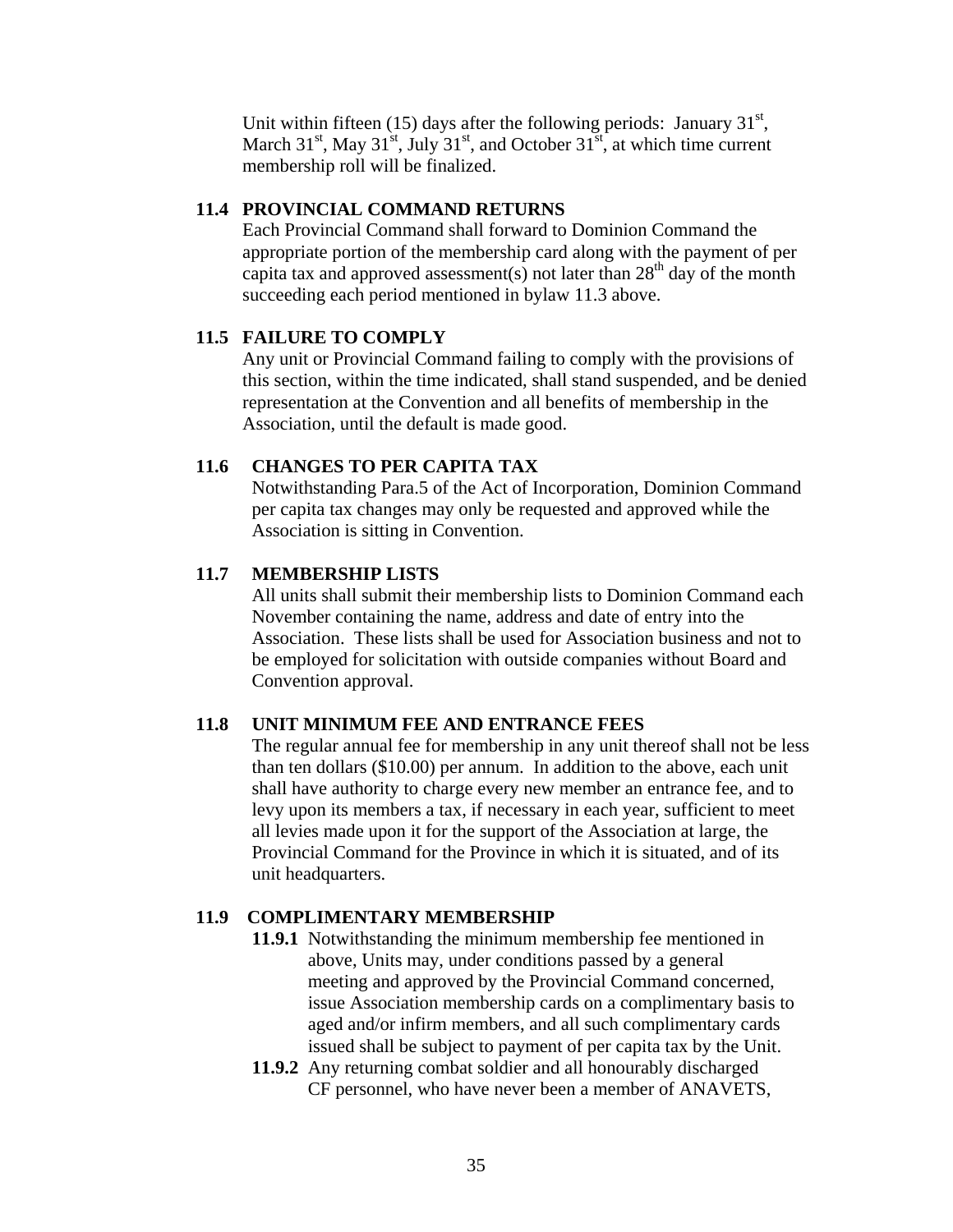Unit within fifteen (15) days after the following periods: January 31st, March 31st, May 31st, July 31st, and October 31st, at which time current membership roll will be finalized.

### 11.4 PROVINCIAL COMMAND RETURNS

Each Provincial Command shall forward to Dominion Command the appropriate portion of the membership card along with the payment of per capita tax and approved assessment(s) not later than 28th day of the month succeeding each period mentioned in bylaw 11.3 above.

### 11.5 FAILURE TO COMPLY

Any unit or Provincial Command failing to comply with the provisions of this section, within the time indicated, shall stand suspended, and be denied representation at the Convention and all benefits of membership in the Association, until the default is made good.

### 11.6 CHANGES TO PER CAPITA TAX

Notwithstanding Para.5 of the Act of Incorporation, Dominion Command per capita tax changes may only be requested and approved while the Association is sitting in Convention.

### 11.7 MEMBERSHIP LISTS

All units shall submit their membership lists to Dominion Command each November containing the name, address and date of entry into the Association. These lists shall be used for Association business and not to be employed for solicitation with outside companies without Board and Convention approval.

### 11.8 UNIT MINIMUM FEE AND ENTRANCE FEES

The regular annual fee for membership in any unit thereof shall not be less than ten dollars ($10.00) per annum. In addition to the above, each unit shall have authority to charge every new member an entrance fee, and to levy upon its members a tax, if necessary in each year, sufficient to meet all levies made upon it for the support of the Association at large, the Provincial Command for the Province in which it is situated, and of its unit headquarters.

### 11.9 COMPLIMENTARY MEMBERSHIP

**11.9.1** Notwithstanding the minimum membership fee mentioned in above, Units may, under conditions passed by a general meeting and approved by the Provincial Command concerned, issue Association membership cards on a complimentary basis to aged and/or infirm members, and all such complimentary cards issued shall be subject to payment of per capita tax by the Unit.

**11.9.2** Any returning combat soldier and all honourably discharged CF personnel, who have never been a member of ANAVETS,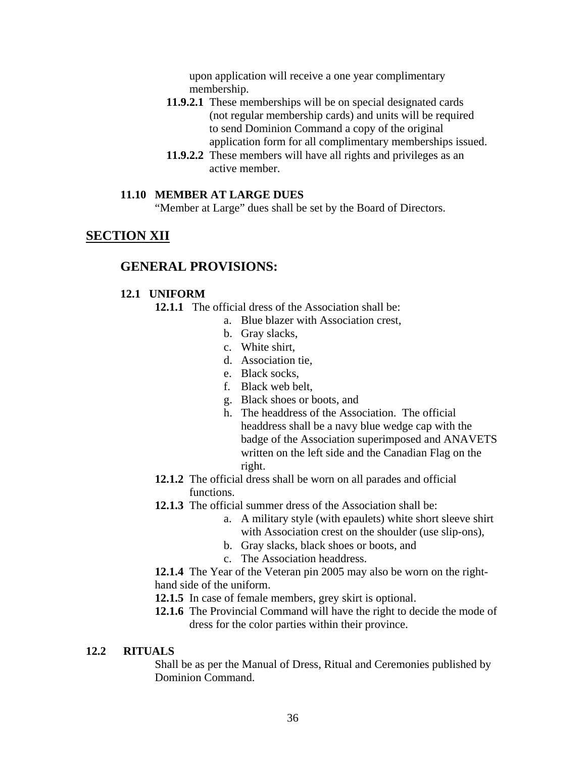upon application will receive a one year complimentary membership.

**11.9.2.1** These memberships will be on special designated cards (not regular membership cards) and units will be required to send Dominion Command a copy of the original application form for all complimentary memberships issued.

**11.9.2.2** These members will have all rights and privileges as an active member.

### 11.10 MEMBER AT LARGE DUES

"Member at Large" dues shall be set by the Board of Directors.

# SECTION XII

## GENERAL PROVISIONS:

### 12.1 UNIFORM

**12.1.1** The official dress of the Association shall be:

a. Blue blazer with Association crest,
b. Gray slacks,
c. White shirt,
d. Association tie,
e. Black socks,
f. Black web belt,
g. Black shoes or boots, and
h. The headdress of the Association. The official headdress shall be a navy blue wedge cap with the badge of the Association superimposed and ANAVETS written on the left side and the Canadian Flag on the right.

**12.1.2** The official dress shall be worn on all parades and official functions.

**12.1.3** The official summer dress of the Association shall be:

a. A military style (with epaulets) white short sleeve shirt with Association crest on the shoulder (use slip-ons),
b. Gray slacks, black shoes or boots, and
c. The Association headdress.

**12.1.4** The Year of the Veteran pin 2005 may also be worn on the right-hand side of the uniform.

**12.1.5** In case of female members, grey skirt is optional.

**12.1.6** The Provincial Command will have the right to decide the mode of dress for the color parties within their province.

### 12.2 RITUALS

Shall be as per the Manual of Dress, Ritual and Ceremonies published by Dominion Command.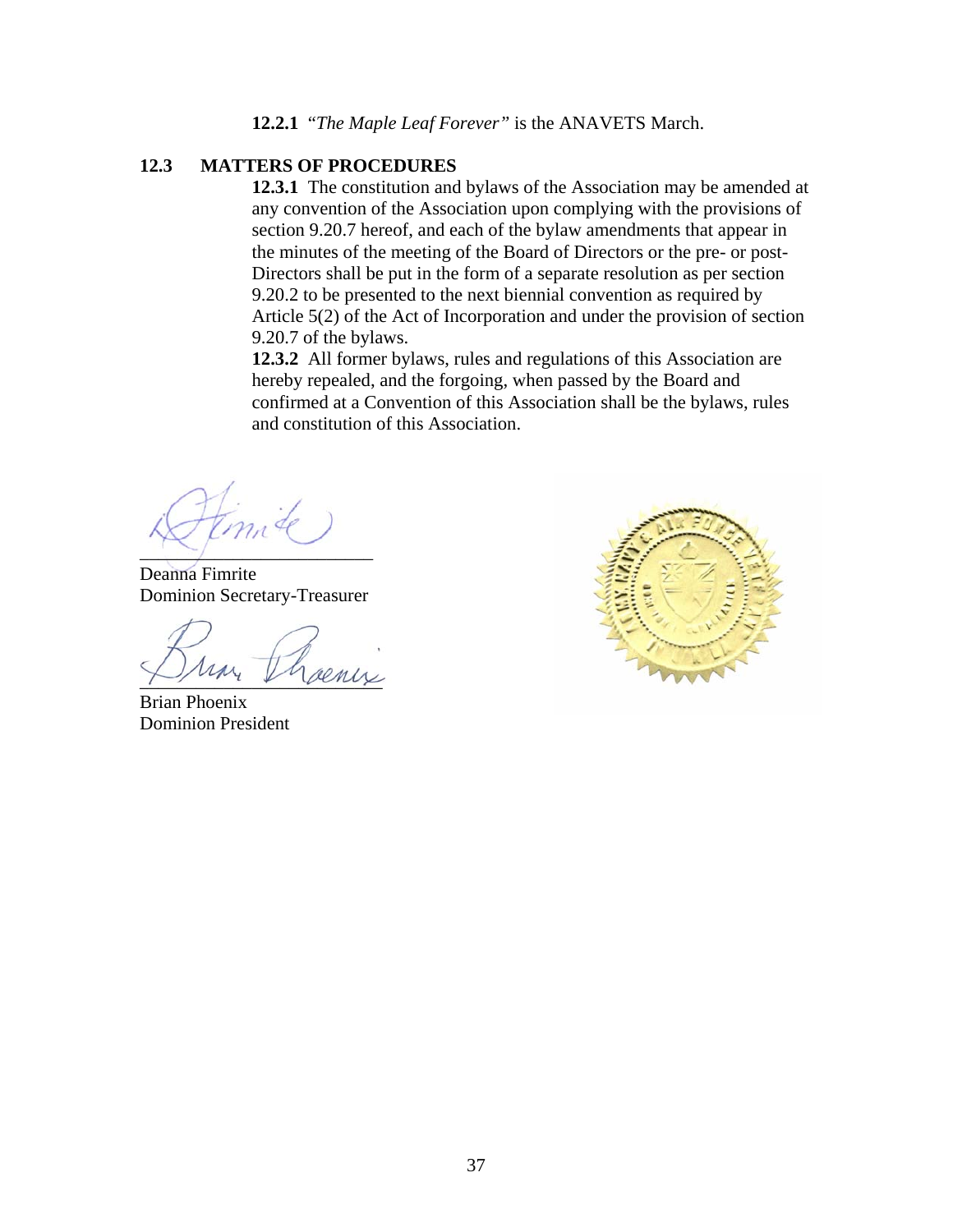**12.2.1** *"The Maple Leaf Forever"* is the ANAVETS March.

## 12.3 MATTERS OF PROCEDURES

**12.3.1** The constitution and bylaws of the Association may be amended at any convention of the Association upon complying with the provisions of section 9.20.7 hereof, and each of the bylaw amendments that appear in the minutes of the meeting of the Board of Directors or the pre- or post-Directors shall be put in the form of a separate resolution as per section 9.20.2 to be presented to the next biennial convention as required by Article 5(2) of the Act of Incorporation and under the provision of section 9.20.7 of the bylaws.

**12.3.2** All former bylaws, rules and regulations of this Association are hereby repealed, and the forgoing, when passed by the Board and confirmed at a Convention of this Association shall be the bylaws, rules and constitution of this Association.

Deanna Fimrite
Dominion Secretary-Treasurer

Brian Phoenix
Dominion President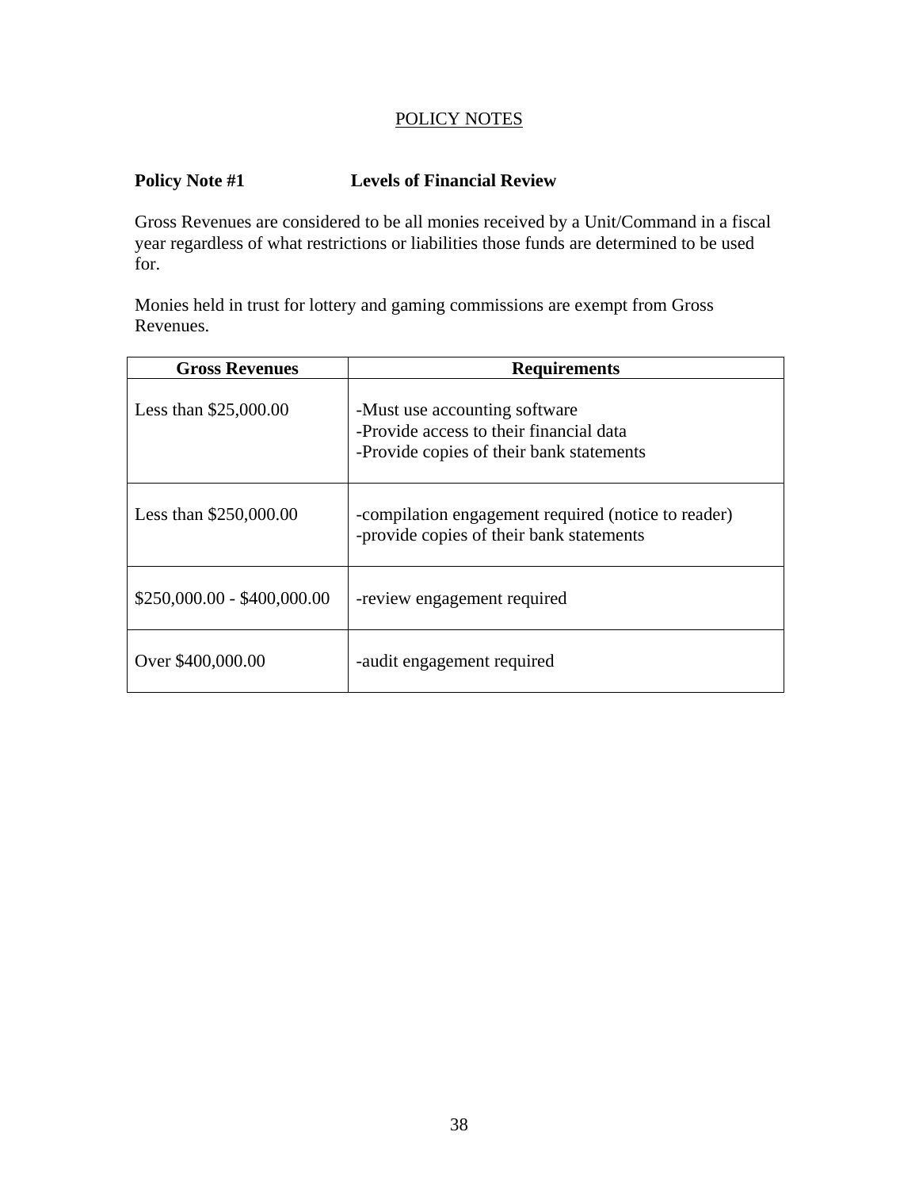## POLICY NOTES

**Policy Note #1 Levels of Financial Review**

Gross Revenues are considered to be all monies received by a Unit/Command in a fiscal year regardless of what restrictions or liabilities those funds are determined to be used for.

Monies held in trust for lottery and gaming commissions are exempt from Gross Revenues.

| Gross Revenues | Requirements |
|---|---|
| Less than $25,000.00 | -Must use accounting software<br>-Provide access to their financial data<br>-Provide copies of their bank statements |
| Less than $250,000.00 | -compilation engagement required (notice to reader)<br>-provide copies of their bank statements |
| $250,000.00 - $400,000.00 | -review engagement required |
| Over $400,000.00 | -audit engagement required |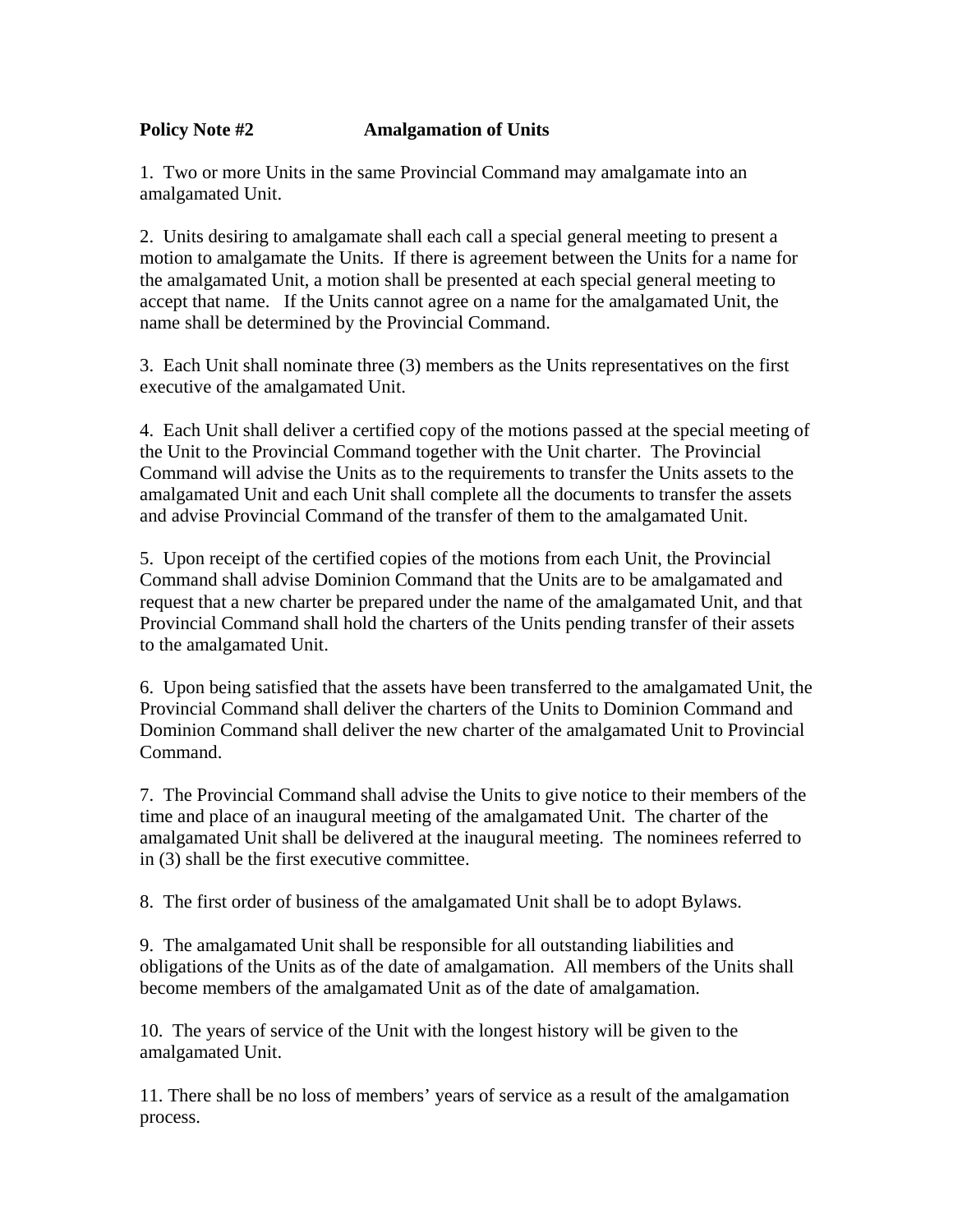**Policy Note #2 Amalgamation of Units**

1. Two or more Units in the same Provincial Command may amalgamate into an amalgamated Unit.

2. Units desiring to amalgamate shall each call a special general meeting to present a motion to amalgamate the Units. If there is agreement between the Units for a name for the amalgamated Unit, a motion shall be presented at each special general meeting to accept that name. If the Units cannot agree on a name for the amalgamated Unit, the name shall be determined by the Provincial Command.

3. Each Unit shall nominate three (3) members as the Units representatives on the first executive of the amalgamated Unit.

4. Each Unit shall deliver a certified copy of the motions passed at the special meeting of the Unit to the Provincial Command together with the Unit charter. The Provincial Command will advise the Units as to the requirements to transfer the Units assets to the amalgamated Unit and each Unit shall complete all the documents to transfer the assets and advise Provincial Command of the transfer of them to the amalgamated Unit.

5. Upon receipt of the certified copies of the motions from each Unit, the Provincial Command shall advise Dominion Command that the Units are to be amalgamated and request that a new charter be prepared under the name of the amalgamated Unit, and that Provincial Command shall hold the charters of the Units pending transfer of their assets to the amalgamated Unit.

6. Upon being satisfied that the assets have been transferred to the amalgamated Unit, the Provincial Command shall deliver the charters of the Units to Dominion Command and Dominion Command shall deliver the new charter of the amalgamated Unit to Provincial Command.

7. The Provincial Command shall advise the Units to give notice to their members of the time and place of an inaugural meeting of the amalgamated Unit. The charter of the amalgamated Unit shall be delivered at the inaugural meeting. The nominees referred to in (3) shall be the first executive committee.

8. The first order of business of the amalgamated Unit shall be to adopt Bylaws.

9. The amalgamated Unit shall be responsible for all outstanding liabilities and obligations of the Units as of the date of amalgamation. All members of the Units shall become members of the amalgamated Unit as of the date of amalgamation.

10. The years of service of the Unit with the longest history will be given to the amalgamated Unit.

11. There shall be no loss of members' years of service as a result of the amalgamation process.